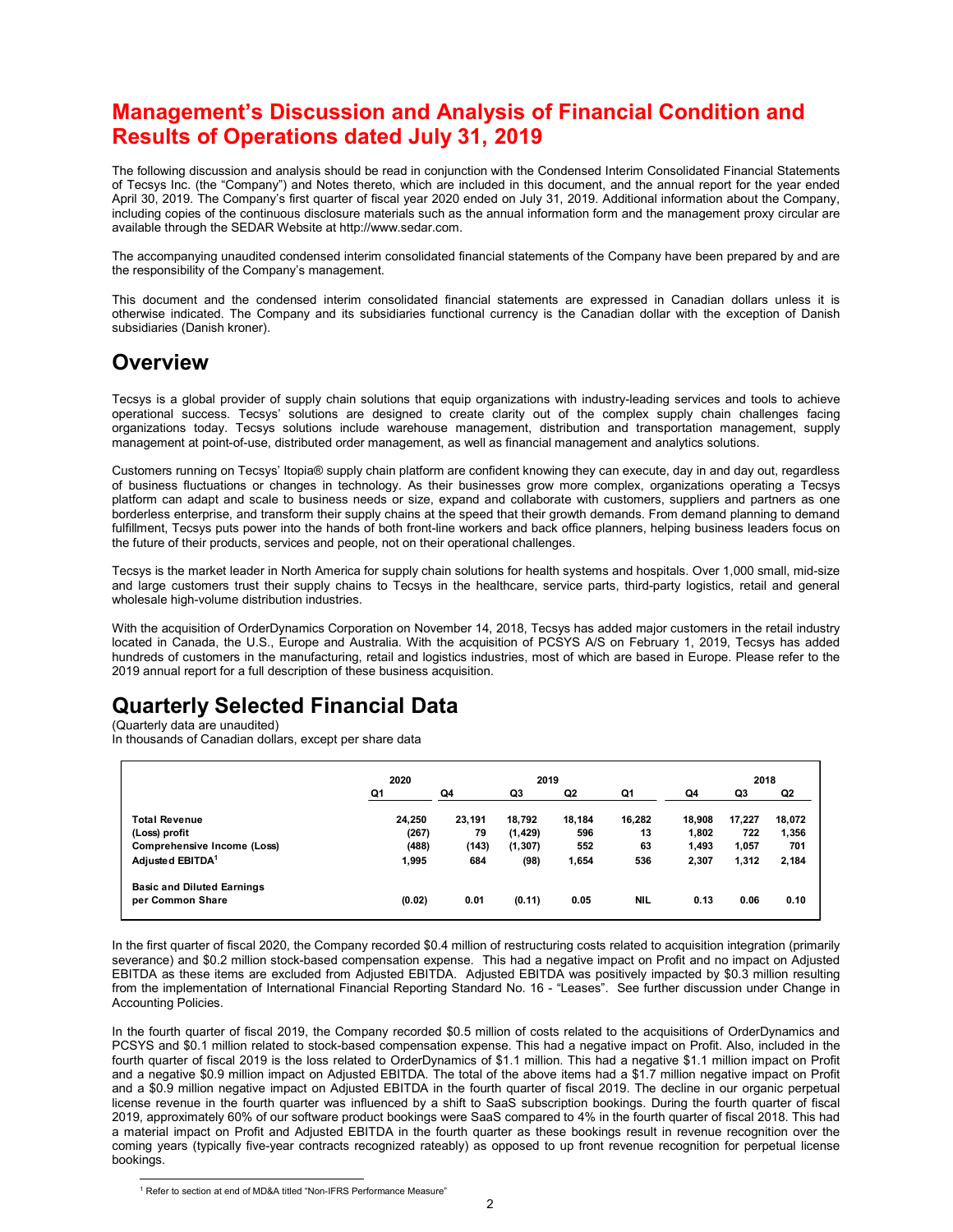# Management's Discussion and Analysis of Financial Condition and Results of Operations dated July 31, 2019

The following discussion and analysis should be read in conjunction with the Condensed Interim Consolidated Financial Statements of Tecsys Inc. (the "Company") and Notes thereto, which are included in this document, and the annual report for the year ended April 30, 2019. The Company's first quarter of fiscal year 2020 ended on July 31, 2019. Additional information about the Company, including copies of the continuous disclosure materials such as the annual information form and the management proxy circular are available through the SEDAR Website at http://www.sedar.com.

The accompanying unaudited condensed interim consolidated financial statements of the Company have been prepared by and are the responsibility of the Company's management.

This document and the condensed interim consolidated financial statements are expressed in Canadian dollars unless it is otherwise indicated. The Company and its subsidiaries functional currency is the Canadian dollar with the exception of Danish subsidiaries (Danish kroner).

## Overview

Tecsys is a global provider of supply chain solutions that equip organizations with industry-leading services and tools to achieve operational success. Tecsys' solutions are designed to create clarity out of the complex supply chain challenges facing organizations today. Tecsys solutions include warehouse management, distribution and transportation management, supply management at point-of-use, distributed order management, as well as financial management and analytics solutions.

Customers running on Tecsys' Itopia® supply chain platform are confident knowing they can execute, day in and day out, regardless of business fluctuations or changes in technology. As their businesses grow more complex, organizations operating a Tecsys platform can adapt and scale to business needs or size, expand and collaborate with customers, suppliers and partners as one borderless enterprise, and transform their supply chains at the speed that their growth demands. From demand planning to demand fulfillment, Tecsys puts power into the hands of both front-line workers and back office planners, helping business leaders focus on the future of their products, services and people, not on their operational challenges.

Tecsys is the market leader in North America for supply chain solutions for health systems and hospitals. Over 1,000 small, mid-size and large customers trust their supply chains to Tecsys in the healthcare, service parts, third-party logistics, retail and general wholesale high-volume distribution industries.

With the acquisition of OrderDynamics Corporation on November 14, 2018, Tecsys has added major customers in the retail industry located in Canada, the U.S., Europe and Australia. With the acquisition of PCSYS A/S on February 1, 2019, Tecsys has added hundreds of customers in the manufacturing, retail and logistics industries, most of which are based in Europe. Please refer to the 2019 annual report for a full description of these business acquisition.

## Quarterly Selected Financial Data

(Quarterly data are unaudited)
In thousands of Canadian dollars, except per share data

| | 2020 | 2019 | | | | 2018 | | |
|---|---|---|---|---|---|---|---|---|
| | Q1 | Q4 | Q3 | Q2 | Q1 | Q4 | Q3 | Q2 |
| **Total Revenue** | **24,250** | **23,191** | **18,792** | **18,184** | **16,282** | **18,908** | **17,227** | **18,072** |
| **(Loss) profit** | **(267)** | **79** | **(1,429)** | **596** | **13** | **1,802** | **722** | **1,356** |
| **Comprehensive Income (Loss)** | **(488)** | **(143)** | **(1,307)** | **552** | **63** | **1,493** | **1,057** | **701** |
| **Adjusted EBITDA[1]** | **1,995** | **684** | **(98)** | **1,654** | **536** | **2,307** | **1,312** | **2,184** |
| **Basic and Diluted Earnings per Common Share** | **(0.02)** | **0.01** | **(0.11)** | **0.05** | **NIL** | **0.13** | **0.06** | **0.10** |

In the first quarter of fiscal 2020, the Company recorded $0.4 million of restructuring costs related to acquisition integration (primarily severance) and $0.2 million stock-based compensation expense. This had a negative impact on Profit and no impact on Adjusted EBITDA as these items are excluded from Adjusted EBITDA. Adjusted EBITDA was positively impacted by $0.3 million resulting from the implementation of International Financial Reporting Standard No. 16 - "Leases". See further discussion under Change in Accounting Policies.

In the fourth quarter of fiscal 2019, the Company recorded $0.5 million of costs related to the acquisitions of OrderDynamics and PCSYS and $0.1 million related to stock-based compensation expense. This had a negative impact on Profit. Also, included in the fourth quarter of fiscal 2019 is the loss related to OrderDynamics of $1.1 million. This had a negative $1.1 million impact on Profit and a negative $0.9 million impact on Adjusted EBITDA. The total of the above items had a $1.7 million negative impact on Profit and a $0.9 million negative impact on Adjusted EBITDA in the fourth quarter of fiscal 2019. The decline in our organic perpetual license revenue in the fourth quarter was influenced by a shift to SaaS subscription bookings. During the fourth quarter of fiscal 2019, approximately 60% of our software product bookings were SaaS compared to 4% in the fourth quarter of fiscal 2018. This had a material impact on Profit and Adjusted EBITDA in the fourth quarter as these bookings result in revenue recognition over the coming years (typically five-year contracts recognized rateably) as opposed to up front revenue recognition for perpetual license bookings.

[1] Refer to section at end of MD&A titled "Non-IFRS Performance Measure"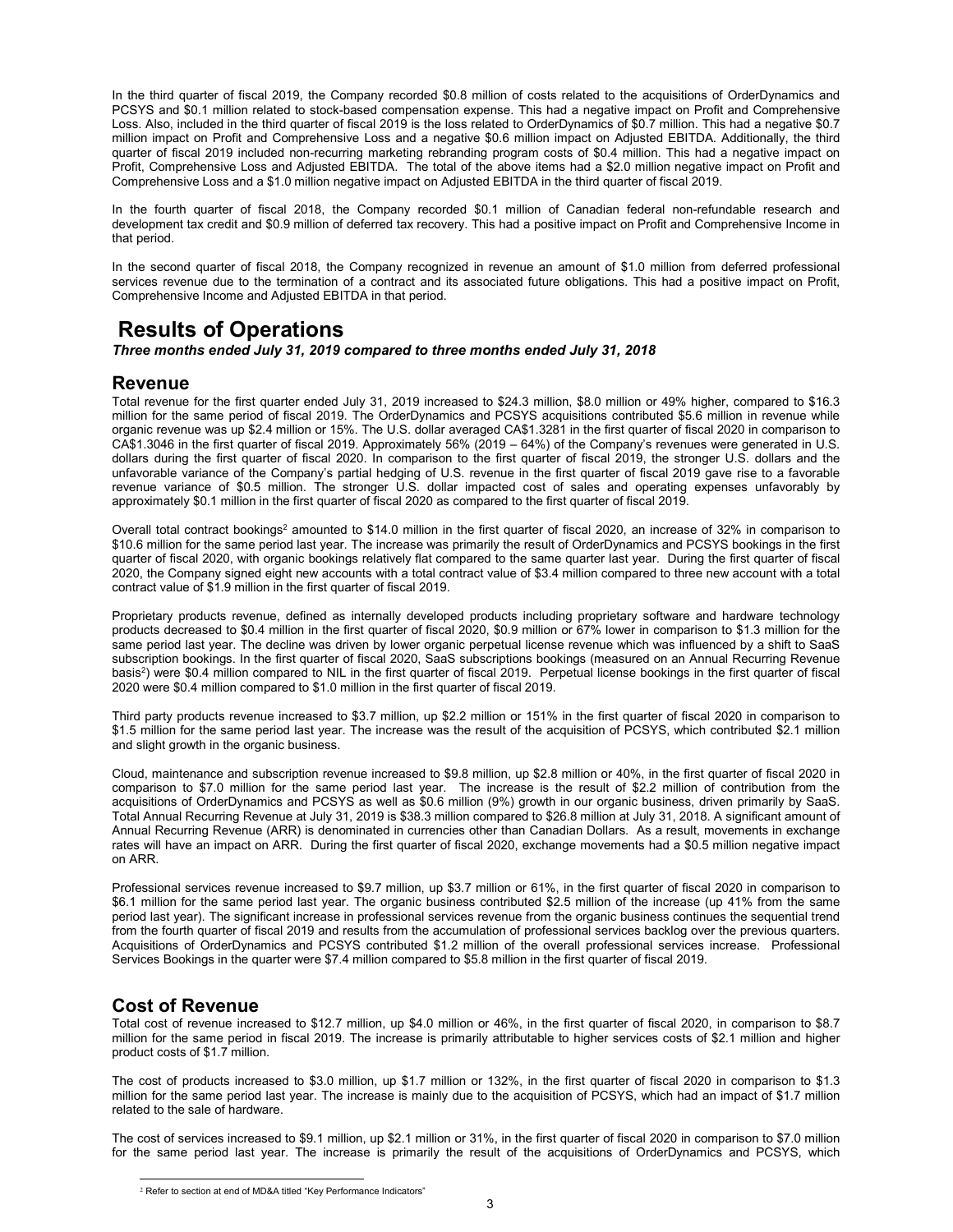In the third quarter of fiscal 2019, the Company recorded $0.8 million of costs related to the acquisitions of OrderDynamics and PCSYS and $0.1 million related to stock-based compensation expense. This had a negative impact on Profit and Comprehensive Loss. Also, included in the third quarter of fiscal 2019 is the loss related to OrderDynamics of $0.7 million. This had a negative $0.7 million impact on Profit and Comprehensive Loss and a negative $0.6 million impact on Adjusted EBITDA. Additionally, the third quarter of fiscal 2019 included non-recurring marketing rebranding program costs of $0.4 million. This had a negative impact on Profit, Comprehensive Loss and Adjusted EBITDA. The total of the above items had a $2.0 million negative impact on Profit and Comprehensive Loss and a $1.0 million negative impact on Adjusted EBITDA in the third quarter of fiscal 2019.

In the fourth quarter of fiscal 2018, the Company recorded $0.1 million of Canadian federal non-refundable research and development tax credit and $0.9 million of deferred tax recovery. This had a positive impact on Profit and Comprehensive Income in that period.

In the second quarter of fiscal 2018, the Company recognized in revenue an amount of $1.0 million from deferred professional services revenue due to the termination of a contract and its associated future obligations. This had a positive impact on Profit, Comprehensive Income and Adjusted EBITDA in that period.

# Results of Operations

***Three months ended July 31, 2019 compared to three months ended July 31, 2018***

## Revenue

Total revenue for the first quarter ended July 31, 2019 increased to $24.3 million, $8.0 million or 49% higher, compared to $16.3 million for the same period of fiscal 2019. The OrderDynamics and PCSYS acquisitions contributed $5.6 million in revenue while organic revenue was up $2.4 million or 15%. The U.S. dollar averaged CA$1.3281 in the first quarter of fiscal 2020 in comparison to CA$1.3046 in the first quarter of fiscal 2019. Approximately 56% (2019 – 64%) of the Company's revenues were generated in U.S. dollars during the first quarter of fiscal 2020. In comparison to the first quarter of fiscal 2019, the stronger U.S. dollars and the unfavorable variance of the Company's partial hedging of U.S. revenue in the first quarter of fiscal 2019 gave rise to a favorable revenue variance of $0.5 million. The stronger U.S. dollar impacted cost of sales and operating expenses unfavorably by approximately $0.1 million in the first quarter of fiscal 2020 as compared to the first quarter of fiscal 2019.

Overall total contract bookings[2] amounted to $14.0 million in the first quarter of fiscal 2020, an increase of 32% in comparison to $10.6 million for the same period last year. The increase was primarily the result of OrderDynamics and PCSYS bookings in the first quarter of fiscal 2020, with organic bookings relatively flat compared to the same quarter last year. During the first quarter of fiscal 2020, the Company signed eight new accounts with a total contract value of $3.4 million compared to three new account with a total contract value of $1.9 million in the first quarter of fiscal 2019.

Proprietary products revenue, defined as internally developed products including proprietary software and hardware technology products decreased to $0.4 million in the first quarter of fiscal 2020, $0.9 million or 67% lower in comparison to $1.3 million for the same period last year. The decline was driven by lower organic perpetual license revenue which was influenced by a shift to SaaS subscription bookings. In the first quarter of fiscal 2020, SaaS subscriptions bookings (measured on an Annual Recurring Revenue basis[2]) were $0.4 million compared to NIL in the first quarter of fiscal 2019. Perpetual license bookings in the first quarter of fiscal 2020 were $0.4 million compared to $1.0 million in the first quarter of fiscal 2019.

Third party products revenue increased to $3.7 million, up $2.2 million or 151% in the first quarter of fiscal 2020 in comparison to $1.5 million for the same period last year. The increase was the result of the acquisition of PCSYS, which contributed $2.1 million and slight growth in the organic business.

Cloud, maintenance and subscription revenue increased to $9.8 million, up $2.8 million or 40%, in the first quarter of fiscal 2020 in comparison to $7.0 million for the same period last year. The increase is the result of $2.2 million of contribution from the acquisitions of OrderDynamics and PCSYS as well as $0.6 million (9%) growth in our organic business, driven primarily by SaaS. Total Annual Recurring Revenue at July 31, 2019 is $38.3 million compared to $26.8 million at July 31, 2018. A significant amount of Annual Recurring Revenue (ARR) is denominated in currencies other than Canadian Dollars. As a result, movements in exchange rates will have an impact on ARR. During the first quarter of fiscal 2020, exchange movements had a $0.5 million negative impact on ARR.

Professional services revenue increased to $9.7 million, up $3.7 million or 61%, in the first quarter of fiscal 2020 in comparison to $6.1 million for the same period last year. The organic business contributed $2.5 million of the increase (up 41% from the same period last year). The significant increase in professional services revenue from the organic business continues the sequential trend from the fourth quarter of fiscal 2019 and results from the accumulation of professional services backlog over the previous quarters. Acquisitions of OrderDynamics and PCSYS contributed $1.2 million of the overall professional services increase. Professional Services Bookings in the quarter were $7.4 million compared to $5.8 million in the first quarter of fiscal 2019.

## Cost of Revenue

Total cost of revenue increased to $12.7 million, up $4.0 million or 46%, in the first quarter of fiscal 2020, in comparison to $8.7 million for the same period in fiscal 2019. The increase is primarily attributable to higher services costs of $2.1 million and higher product costs of $1.7 million.

The cost of products increased to $3.0 million, up $1.7 million or 132%, in the first quarter of fiscal 2020 in comparison to $1.3 million for the same period last year. The increase is mainly due to the acquisition of PCSYS, which had an impact of $1.7 million related to the sale of hardware.

The cost of services increased to $9.1 million, up $2.1 million or 31%, in the first quarter of fiscal 2020 in comparison to $7.0 million for the same period last year. The increase is primarily the result of the acquisitions of OrderDynamics and PCSYS, which

[2] Refer to section at end of MD&A titled "Key Performance Indicators"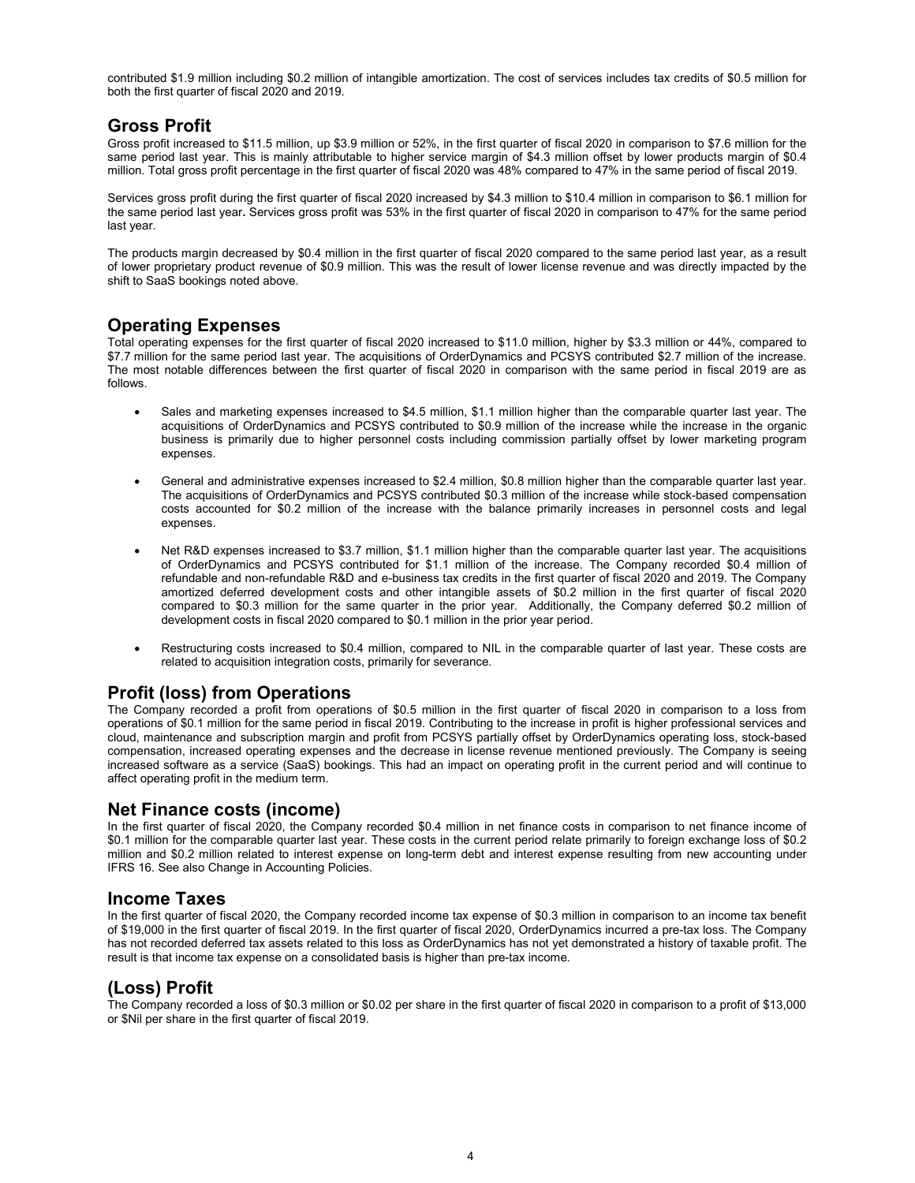contributed $1.9 million including $0.2 million of intangible amortization. The cost of services includes tax credits of $0.5 million for both the first quarter of fiscal 2020 and 2019.

## Gross Profit

Gross profit increased to $11.5 million, up $3.9 million or 52%, in the first quarter of fiscal 2020 in comparison to $7.6 million for the same period last year. This is mainly attributable to higher service margin of $4.3 million offset by lower products margin of $0.4 million. Total gross profit percentage in the first quarter of fiscal 2020 was 48% compared to 47% in the same period of fiscal 2019.

Services gross profit during the first quarter of fiscal 2020 increased by $4.3 million to $10.4 million in comparison to $6.1 million for the same period last year**.** Services gross profit was 53% in the first quarter of fiscal 2020 in comparison to 47% for the same period last year.

The products margin decreased by $0.4 million in the first quarter of fiscal 2020 compared to the same period last year, as a result of lower proprietary product revenue of $0.9 million. This was the result of lower license revenue and was directly impacted by the shift to SaaS bookings noted above.

## Operating Expenses

Total operating expenses for the first quarter of fiscal 2020 increased to $11.0 million, higher by $3.3 million or 44%, compared to $7.7 million for the same period last year. The acquisitions of OrderDynamics and PCSYS contributed $2.7 million of the increase. The most notable differences between the first quarter of fiscal 2020 in comparison with the same period in fiscal 2019 are as follows.

- Sales and marketing expenses increased to $4.5 million, $1.1 million higher than the comparable quarter last year. The acquisitions of OrderDynamics and PCSYS contributed to $0.9 million of the increase while the increase in the organic business is primarily due to higher personnel costs including commission partially offset by lower marketing program expenses.

- General and administrative expenses increased to $2.4 million, $0.8 million higher than the comparable quarter last year. The acquisitions of OrderDynamics and PCSYS contributed $0.3 million of the increase while stock-based compensation costs accounted for $0.2 million of the increase with the balance primarily increases in personnel costs and legal expenses.

- Net R&D expenses increased to $3.7 million, $1.1 million higher than the comparable quarter last year. The acquisitions of OrderDynamics and PCSYS contributed for $1.1 million of the increase. The Company recorded $0.4 million of refundable and non-refundable R&D and e-business tax credits in the first quarter of fiscal 2020 and 2019. The Company amortized deferred development costs and other intangible assets of $0.2 million in the first quarter of fiscal 2020 compared to $0.3 million for the same quarter in the prior year. Additionally, the Company deferred $0.2 million of development costs in fiscal 2020 compared to $0.1 million in the prior year period.

- Restructuring costs increased to $0.4 million, compared to NIL in the comparable quarter of last year. These costs are related to acquisition integration costs, primarily for severance.

## Profit (loss) from Operations

The Company recorded a profit from operations of $0.5 million in the first quarter of fiscal 2020 in comparison to a loss from operations of $0.1 million for the same period in fiscal 2019. Contributing to the increase in profit is higher professional services and cloud, maintenance and subscription margin and profit from PCSYS partially offset by OrderDynamics operating loss, stock-based compensation, increased operating expenses and the decrease in license revenue mentioned previously. The Company is seeing increased software as a service (SaaS) bookings. This had an impact on operating profit in the current period and will continue to affect operating profit in the medium term.

## Net Finance costs (income)

In the first quarter of fiscal 2020, the Company recorded $0.4 million in net finance costs in comparison to net finance income of $0.1 million for the comparable quarter last year. These costs in the current period relate primarily to foreign exchange loss of $0.2 million and $0.2 million related to interest expense on long-term debt and interest expense resulting from new accounting under IFRS 16. See also Change in Accounting Policies.

## Income Taxes

In the first quarter of fiscal 2020, the Company recorded income tax expense of $0.3 million in comparison to an income tax benefit of $19,000 in the first quarter of fiscal 2019. In the first quarter of fiscal 2020, OrderDynamics incurred a pre-tax loss. The Company has not recorded deferred tax assets related to this loss as OrderDynamics has not yet demonstrated a history of taxable profit. The result is that income tax expense on a consolidated basis is higher than pre-tax income.

## (Loss) Profit

The Company recorded a loss of $0.3 million or $0.02 per share in the first quarter of fiscal 2020 in comparison to a profit of $13,000 or $Nil per share in the first quarter of fiscal 2019.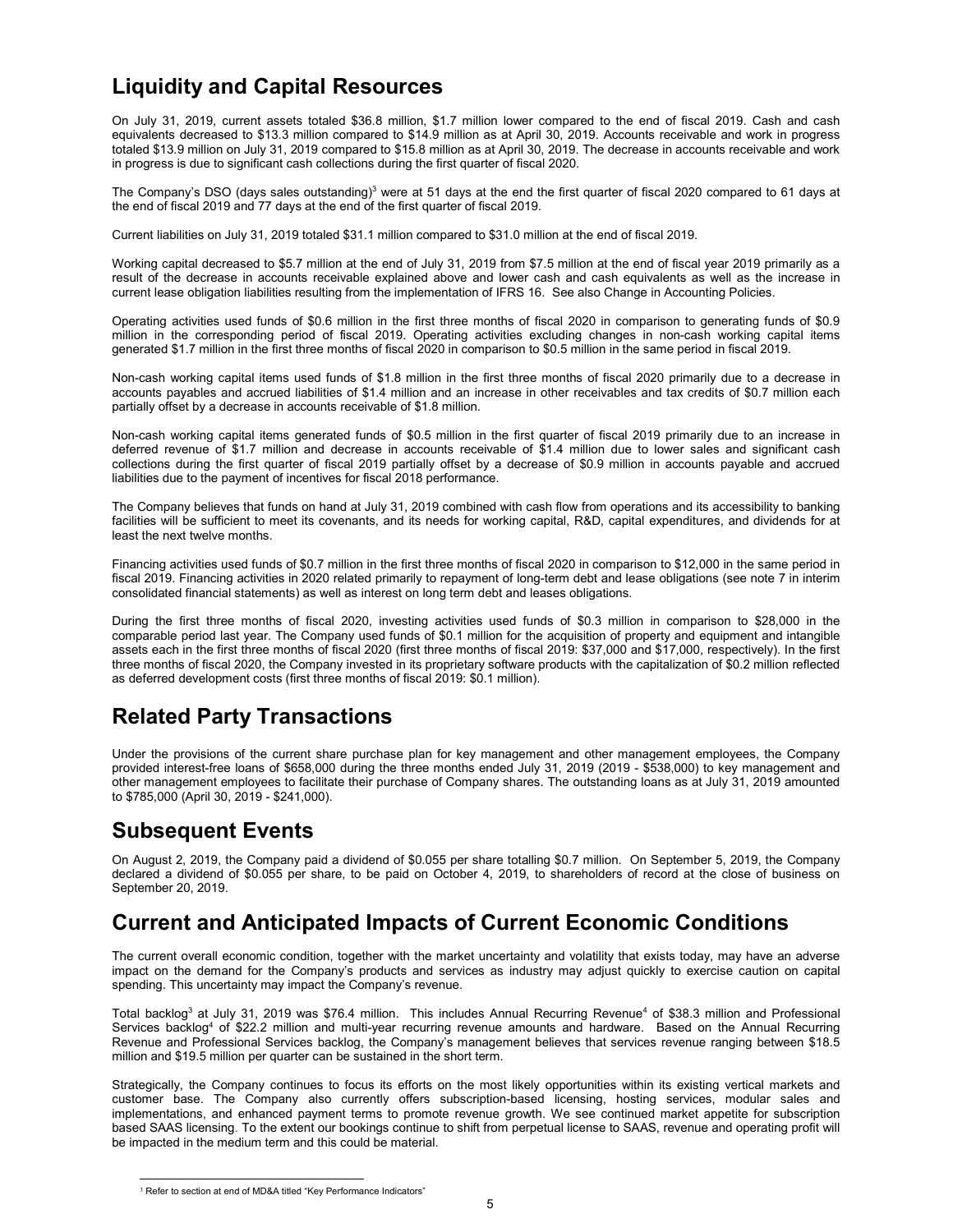## Liquidity and Capital Resources

On July 31, 2019, current assets totaled $36.8 million, $1.7 million lower compared to the end of fiscal 2019. Cash and cash equivalents decreased to $13.3 million compared to $14.9 million as at April 30, 2019. Accounts receivable and work in progress totaled $13.9 million on July 31, 2019 compared to $15.8 million as at April 30, 2019. The decrease in accounts receivable and work in progress is due to significant cash collections during the first quarter of fiscal 2020.

The Company's DSO (days sales outstanding)[3] were at 51 days at the end the first quarter of fiscal 2020 compared to 61 days at the end of fiscal 2019 and 77 days at the end of the first quarter of fiscal 2019.

Current liabilities on July 31, 2019 totaled $31.1 million compared to $31.0 million at the end of fiscal 2019.

Working capital decreased to $5.7 million at the end of July 31, 2019 from $7.5 million at the end of fiscal year 2019 primarily as a result of the decrease in accounts receivable explained above and lower cash and cash equivalents as well as the increase in current lease obligation liabilities resulting from the implementation of IFRS 16. See also Change in Accounting Policies.

Operating activities used funds of $0.6 million in the first three months of fiscal 2020 in comparison to generating funds of $0.9 million in the corresponding period of fiscal 2019. Operating activities excluding changes in non-cash working capital items generated $1.7 million in the first three months of fiscal 2020 in comparison to $0.5 million in the same period in fiscal 2019.

Non-cash working capital items used funds of $1.8 million in the first three months of fiscal 2020 primarily due to a decrease in accounts payables and accrued liabilities of $1.4 million and an increase in other receivables and tax credits of $0.7 million each partially offset by a decrease in accounts receivable of $1.8 million.

Non-cash working capital items generated funds of $0.5 million in the first quarter of fiscal 2019 primarily due to an increase in deferred revenue of $1.7 million and decrease in accounts receivable of $1.4 million due to lower sales and significant cash collections during the first quarter of fiscal 2019 partially offset by a decrease of $0.9 million in accounts payable and accrued liabilities due to the payment of incentives for fiscal 2018 performance.

The Company believes that funds on hand at July 31, 2019 combined with cash flow from operations and its accessibility to banking facilities will be sufficient to meet its covenants, and its needs for working capital, R&D, capital expenditures, and dividends for at least the next twelve months.

Financing activities used funds of $0.7 million in the first three months of fiscal 2020 in comparison to $12,000 in the same period in fiscal 2019. Financing activities in 2020 related primarily to repayment of long-term debt and lease obligations (see note 7 in interim consolidated financial statements) as well as interest on long term debt and leases obligations.

During the first three months of fiscal 2020, investing activities used funds of $0.3 million in comparison to $28,000 in the comparable period last year. The Company used funds of $0.1 million for the acquisition of property and equipment and intangible assets each in the first three months of fiscal 2020 (first three months of fiscal 2019: $37,000 and $17,000, respectively). In the first three months of fiscal 2020, the Company invested in its proprietary software products with the capitalization of $0.2 million reflected as deferred development costs (first three months of fiscal 2019: $0.1 million).

## Related Party Transactions

Under the provisions of the current share purchase plan for key management and other management employees, the Company provided interest-free loans of $658,000 during the three months ended July 31, 2019 (2019 - $538,000) to key management and other management employees to facilitate their purchase of Company shares. The outstanding loans as at July 31, 2019 amounted to $785,000 (April 30, 2019 - $241,000).

## Subsequent Events

On August 2, 2019, the Company paid a dividend of $0.055 per share totalling $0.7 million. On September 5, 2019, the Company declared a dividend of $0.055 per share, to be paid on October 4, 2019, to shareholders of record at the close of business on September 20, 2019.

## Current and Anticipated Impacts of Current Economic Conditions

The current overall economic condition, together with the market uncertainty and volatility that exists today, may have an adverse impact on the demand for the Company's products and services as industry may adjust quickly to exercise caution on capital spending. This uncertainty may impact the Company's revenue.

Total backlog[3] at July 31, 2019 was $76.4 million. This includes Annual Recurring Revenue[4] of $38.3 million and Professional Services backlog[4] of $22.2 million and multi-year recurring revenue amounts and hardware. Based on the Annual Recurring Revenue and Professional Services backlog, the Company's management believes that services revenue ranging between $18.5 million and $19.5 million per quarter can be sustained in the short term.

Strategically, the Company continues to focus its efforts on the most likely opportunities within its existing vertical markets and customer base. The Company also currently offers subscription-based licensing, hosting services, modular sales and implementations, and enhanced payment terms to promote revenue growth. We see continued market appetite for subscription based SAAS licensing. To the extent our bookings continue to shift from perpetual license to SAAS, revenue and operating profit will be impacted in the medium term and this could be material.

[3] Refer to section at end of MD&A titled "Key Performance Indicators"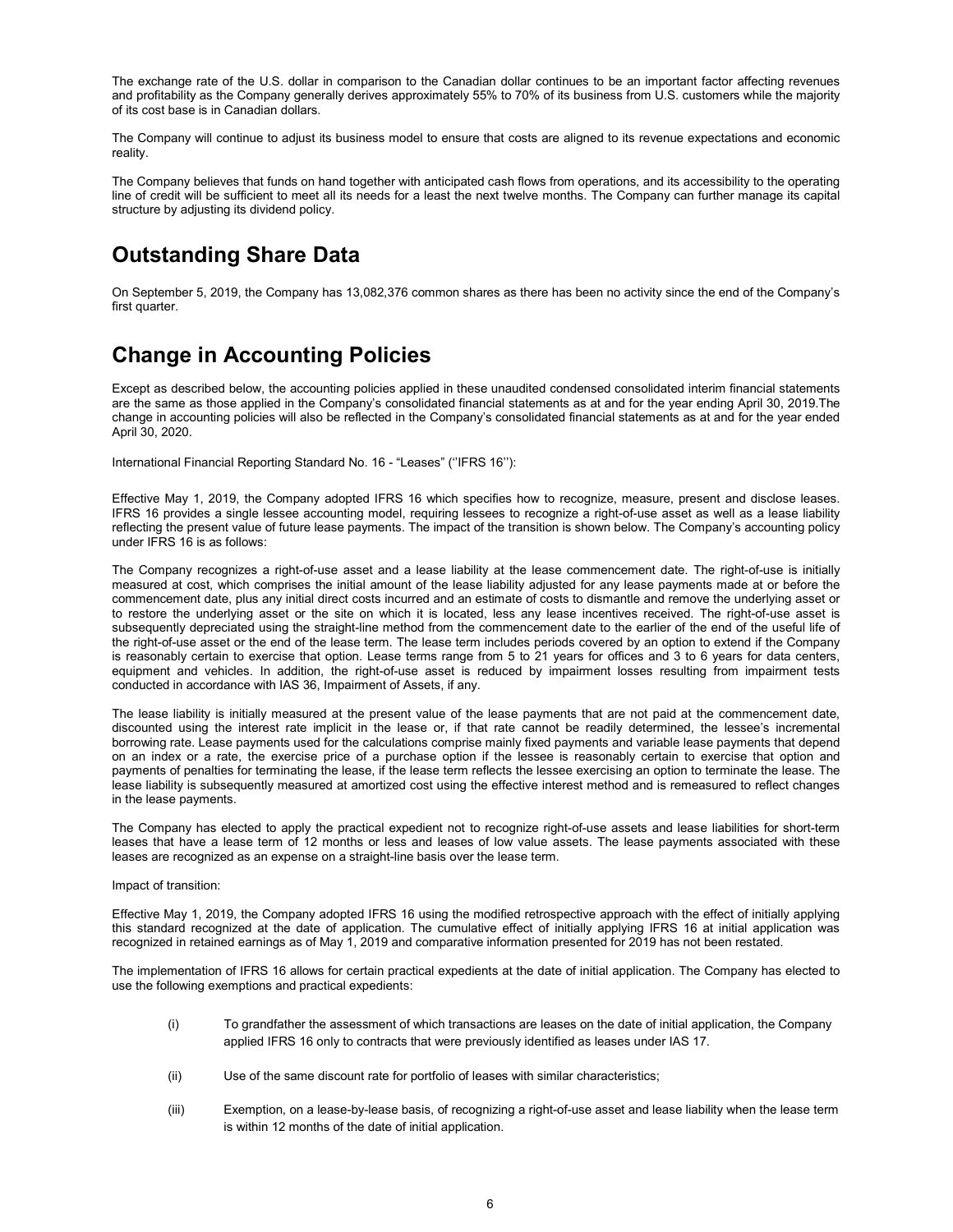The exchange rate of the U.S. dollar in comparison to the Canadian dollar continues to be an important factor affecting revenues and profitability as the Company generally derives approximately 55% to 70% of its business from U.S. customers while the majority of its cost base is in Canadian dollars.

The Company will continue to adjust its business model to ensure that costs are aligned to its revenue expectations and economic reality.

The Company believes that funds on hand together with anticipated cash flows from operations, and its accessibility to the operating line of credit will be sufficient to meet all its needs for a least the next twelve months. The Company can further manage its capital structure by adjusting its dividend policy.

# Outstanding Share Data

On September 5, 2019, the Company has 13,082,376 common shares as there has been no activity since the end of the Company's first quarter.

# Change in Accounting Policies

Except as described below, the accounting policies applied in these unaudited condensed consolidated interim financial statements are the same as those applied in the Company's consolidated financial statements as at and for the year ending April 30, 2019.The change in accounting policies will also be reflected in the Company's consolidated financial statements as at and for the year ended April 30, 2020.

International Financial Reporting Standard No. 16 - "Leases" (''IFRS 16''):

Effective May 1, 2019, the Company adopted IFRS 16 which specifies how to recognize, measure, present and disclose leases. IFRS 16 provides a single lessee accounting model, requiring lessees to recognize a right-of-use asset as well as a lease liability reflecting the present value of future lease payments. The impact of the transition is shown below. The Company's accounting policy under IFRS 16 is as follows:

The Company recognizes a right-of-use asset and a lease liability at the lease commencement date. The right-of-use is initially measured at cost, which comprises the initial amount of the lease liability adjusted for any lease payments made at or before the commencement date, plus any initial direct costs incurred and an estimate of costs to dismantle and remove the underlying asset or to restore the underlying asset or the site on which it is located, less any lease incentives received. The right-of-use asset is subsequently depreciated using the straight-line method from the commencement date to the earlier of the end of the useful life of the right-of-use asset or the end of the lease term. The lease term includes periods covered by an option to extend if the Company is reasonably certain to exercise that option. Lease terms range from 5 to 21 years for offices and 3 to 6 years for data centers, equipment and vehicles. In addition, the right-of-use asset is reduced by impairment losses resulting from impairment tests conducted in accordance with IAS 36, Impairment of Assets, if any.

The lease liability is initially measured at the present value of the lease payments that are not paid at the commencement date, discounted using the interest rate implicit in the lease or, if that rate cannot be readily determined, the lessee's incremental borrowing rate. Lease payments used for the calculations comprise mainly fixed payments and variable lease payments that depend on an index or a rate, the exercise price of a purchase option if the lessee is reasonably certain to exercise that option and payments of penalties for terminating the lease, if the lease term reflects the lessee exercising an option to terminate the lease. The lease liability is subsequently measured at amortized cost using the effective interest method and is remeasured to reflect changes in the lease payments.

The Company has elected to apply the practical expedient not to recognize right-of-use assets and lease liabilities for short-term leases that have a lease term of 12 months or less and leases of low value assets. The lease payments associated with these leases are recognized as an expense on a straight-line basis over the lease term.

Impact of transition:

Effective May 1, 2019, the Company adopted IFRS 16 using the modified retrospective approach with the effect of initially applying this standard recognized at the date of application. The cumulative effect of initially applying IFRS 16 at initial application was recognized in retained earnings as of May 1, 2019 and comparative information presented for 2019 has not been restated.

The implementation of IFRS 16 allows for certain practical expedients at the date of initial application. The Company has elected to use the following exemptions and practical expedients:

(i) To grandfather the assessment of which transactions are leases on the date of initial application, the Company applied IFRS 16 only to contracts that were previously identified as leases under IAS 17.

(ii) Use of the same discount rate for portfolio of leases with similar characteristics;

(iii) Exemption, on a lease-by-lease basis, of recognizing a right-of-use asset and lease liability when the lease term is within 12 months of the date of initial application.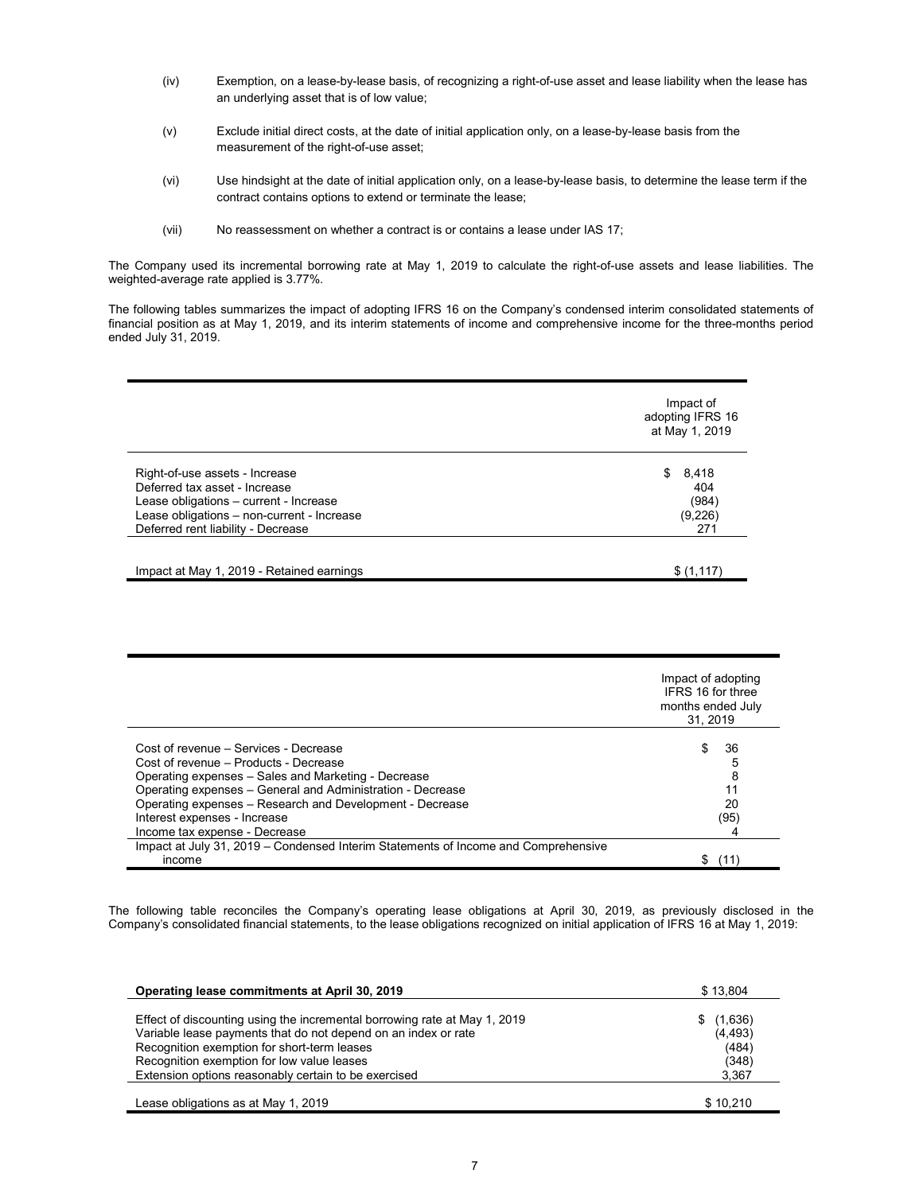(iv) Exemption, on a lease-by-lease basis, of recognizing a right-of-use asset and lease liability when the lease has an underlying asset that is of low value;

(v) Exclude initial direct costs, at the date of initial application only, on a lease-by-lease basis from the measurement of the right-of-use asset;

(vi) Use hindsight at the date of initial application only, on a lease-by-lease basis, to determine the lease term if the contract contains options to extend or terminate the lease;

(vii) No reassessment on whether a contract is or contains a lease under IAS 17;

The Company used its incremental borrowing rate at May 1, 2019 to calculate the right-of-use assets and lease liabilities. The weighted-average rate applied is 3.77%.

The following tables summarizes the impact of adopting IFRS 16 on the Company's condensed interim consolidated statements of financial position as at May 1, 2019, and its interim statements of income and comprehensive income for the three-months period ended July 31, 2019.

| | Impact of adopting IFRS 16 at May 1, 2019 |
|---|---|
| Right-of-use assets - Increase | $ 8,418 |
| Deferred tax asset - Increase | 404 |
| Lease obligations – current - Increase | (984) |
| Lease obligations – non-current - Increase | (9,226) |
| Deferred rent liability - Decrease | 271 |
| Impact at May 1, 2019 - Retained earnings | $ (1,117) |

| | Impact of adopting IFRS 16 for three months ended July 31, 2019 |
|---|---|
| Cost of revenue – Services - Decrease | $ 36 |
| Cost of revenue – Products - Decrease | 5 |
| Operating expenses – Sales and Marketing - Decrease | 8 |
| Operating expenses – General and Administration - Decrease | 11 |
| Operating expenses – Research and Development - Decrease | 20 |
| Interest expenses - Increase | (95) |
| Income tax expense - Decrease | 4 |
| Impact at July 31, 2019 – Condensed Interim Statements of Income and Comprehensive income | $ (11) |

The following table reconciles the Company's operating lease obligations at April 30, 2019, as previously disclosed in the Company's consolidated financial statements, to the lease obligations recognized on initial application of IFRS 16 at May 1, 2019:

| **Operating lease commitments at April 30, 2019** | $ 13,804 |
|---|---|
| Effect of discounting using the incremental borrowing rate at May 1, 2019 | $ (1,636) |
| Variable lease payments that do not depend on an index or rate | (4,493) |
| Recognition exemption for short-term leases | (484) |
| Recognition exemption for low value leases | (348) |
| Extension options reasonably certain to be exercised | 3,367 |
| Lease obligations as at May 1, 2019 | $ 10,210 |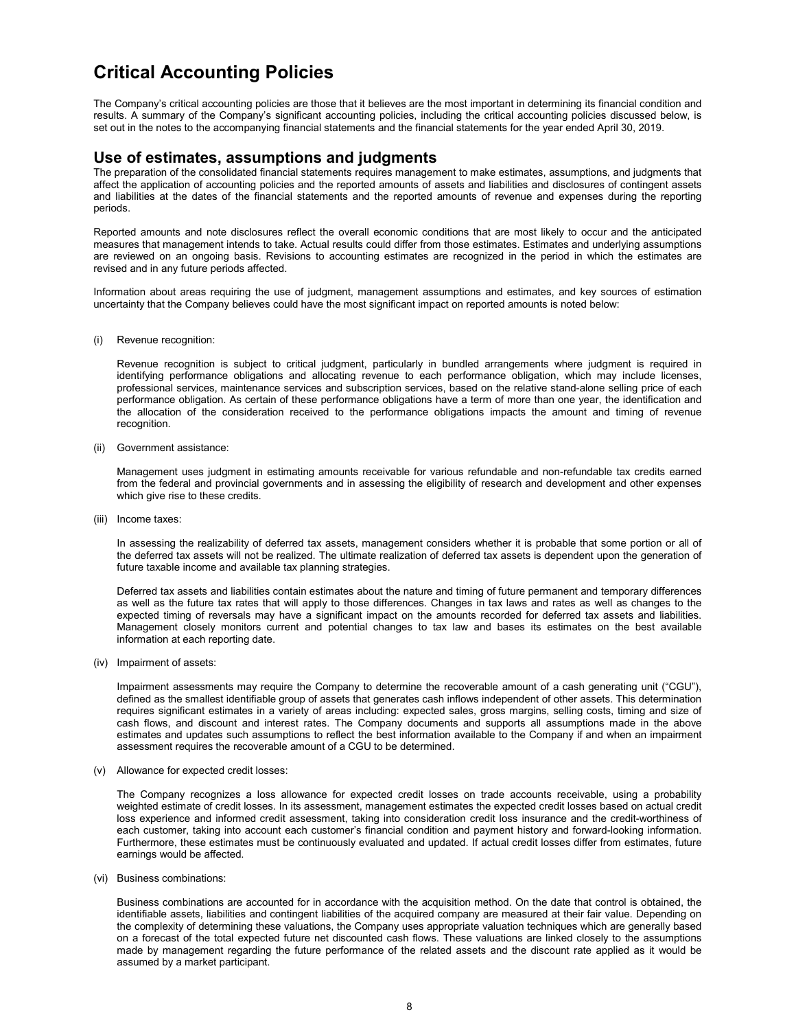# Critical Accounting Policies

The Company's critical accounting policies are those that it believes are the most important in determining its financial condition and results. A summary of the Company's significant accounting policies, including the critical accounting policies discussed below, is set out in the notes to the accompanying financial statements and the financial statements for the year ended April 30, 2019.

## Use of estimates, assumptions and judgments

The preparation of the consolidated financial statements requires management to make estimates, assumptions, and judgments that affect the application of accounting policies and the reported amounts of assets and liabilities and disclosures of contingent assets and liabilities at the dates of the financial statements and the reported amounts of revenue and expenses during the reporting periods.

Reported amounts and note disclosures reflect the overall economic conditions that are most likely to occur and the anticipated measures that management intends to take. Actual results could differ from those estimates. Estimates and underlying assumptions are reviewed on an ongoing basis. Revisions to accounting estimates are recognized in the period in which the estimates are revised and in any future periods affected.

Information about areas requiring the use of judgment, management assumptions and estimates, and key sources of estimation uncertainty that the Company believes could have the most significant impact on reported amounts is noted below:

(i) Revenue recognition:

Revenue recognition is subject to critical judgment, particularly in bundled arrangements where judgment is required in identifying performance obligations and allocating revenue to each performance obligation, which may include licenses, professional services, maintenance services and subscription services, based on the relative stand-alone selling price of each performance obligation. As certain of these performance obligations have a term of more than one year, the identification and the allocation of the consideration received to the performance obligations impacts the amount and timing of revenue recognition.

(ii) Government assistance:

Management uses judgment in estimating amounts receivable for various refundable and non-refundable tax credits earned from the federal and provincial governments and in assessing the eligibility of research and development and other expenses which give rise to these credits.

(iii) Income taxes:

In assessing the realizability of deferred tax assets, management considers whether it is probable that some portion or all of the deferred tax assets will not be realized. The ultimate realization of deferred tax assets is dependent upon the generation of future taxable income and available tax planning strategies.

Deferred tax assets and liabilities contain estimates about the nature and timing of future permanent and temporary differences as well as the future tax rates that will apply to those differences. Changes in tax laws and rates as well as changes to the expected timing of reversals may have a significant impact on the amounts recorded for deferred tax assets and liabilities. Management closely monitors current and potential changes to tax law and bases its estimates on the best available information at each reporting date.

(iv) Impairment of assets:

Impairment assessments may require the Company to determine the recoverable amount of a cash generating unit ("CGU"), defined as the smallest identifiable group of assets that generates cash inflows independent of other assets. This determination requires significant estimates in a variety of areas including: expected sales, gross margins, selling costs, timing and size of cash flows, and discount and interest rates. The Company documents and supports all assumptions made in the above estimates and updates such assumptions to reflect the best information available to the Company if and when an impairment assessment requires the recoverable amount of a CGU to be determined.

(v) Allowance for expected credit losses:

The Company recognizes a loss allowance for expected credit losses on trade accounts receivable, using a probability weighted estimate of credit losses. In its assessment, management estimates the expected credit losses based on actual credit loss experience and informed credit assessment, taking into consideration credit loss insurance and the credit-worthiness of each customer, taking into account each customer's financial condition and payment history and forward-looking information. Furthermore, these estimates must be continuously evaluated and updated. If actual credit losses differ from estimates, future earnings would be affected.

(vi) Business combinations:

Business combinations are accounted for in accordance with the acquisition method. On the date that control is obtained, the identifiable assets, liabilities and contingent liabilities of the acquired company are measured at their fair value. Depending on the complexity of determining these valuations, the Company uses appropriate valuation techniques which are generally based on a forecast of the total expected future net discounted cash flows. These valuations are linked closely to the assumptions made by management regarding the future performance of the related assets and the discount rate applied as it would be assumed by a market participant.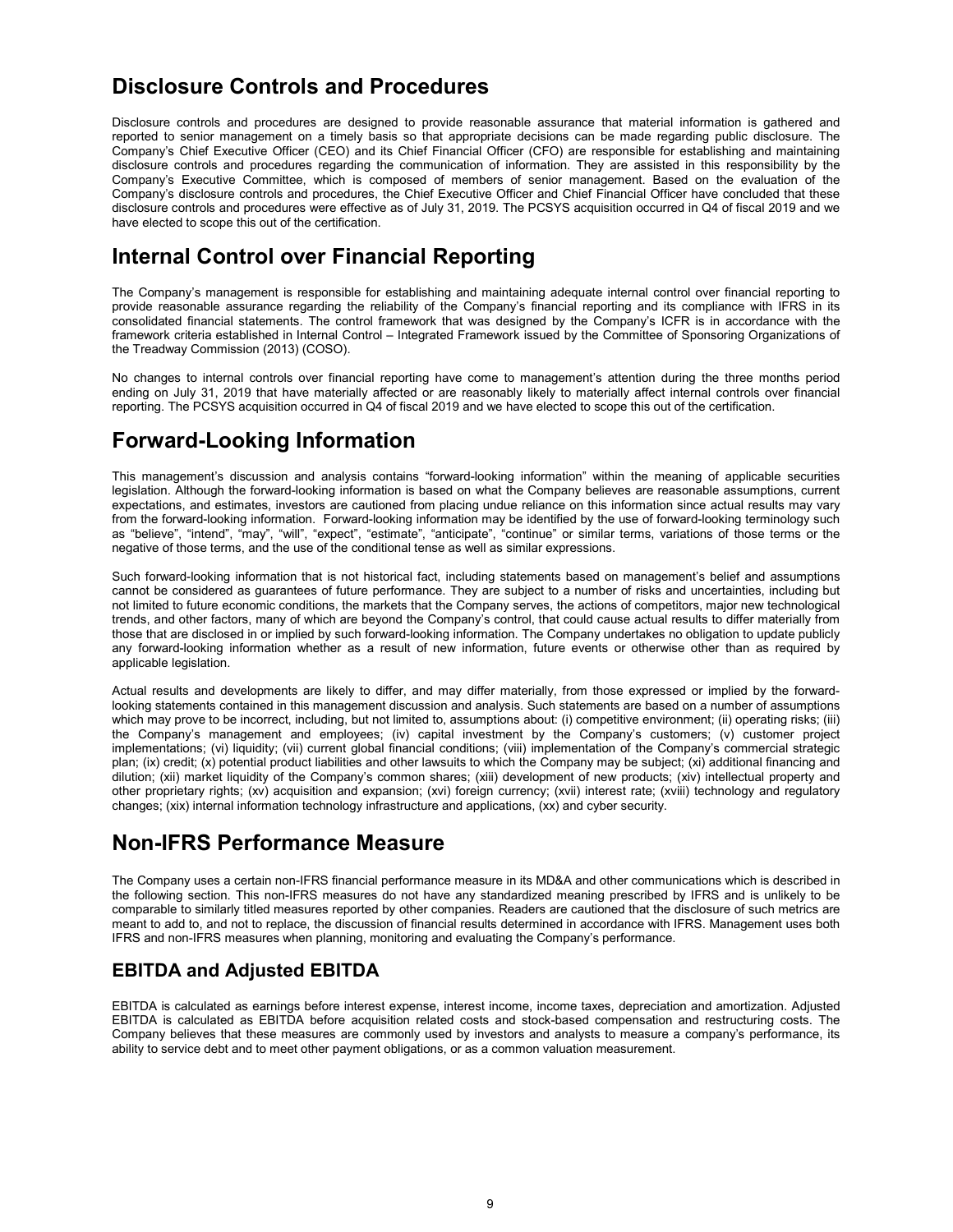# Disclosure Controls and Procedures

Disclosure controls and procedures are designed to provide reasonable assurance that material information is gathered and reported to senior management on a timely basis so that appropriate decisions can be made regarding public disclosure. The Company's Chief Executive Officer (CEO) and its Chief Financial Officer (CFO) are responsible for establishing and maintaining disclosure controls and procedures regarding the communication of information. They are assisted in this responsibility by the Company's Executive Committee, which is composed of members of senior management. Based on the evaluation of the Company's disclosure controls and procedures, the Chief Executive Officer and Chief Financial Officer have concluded that these disclosure controls and procedures were effective as of July 31, 2019. The PCSYS acquisition occurred in Q4 of fiscal 2019 and we have elected to scope this out of the certification.

# Internal Control over Financial Reporting

The Company's management is responsible for establishing and maintaining adequate internal control over financial reporting to provide reasonable assurance regarding the reliability of the Company's financial reporting and its compliance with IFRS in its consolidated financial statements. The control framework that was designed by the Company's ICFR is in accordance with the framework criteria established in Internal Control – Integrated Framework issued by the Committee of Sponsoring Organizations of the Treadway Commission (2013) (COSO).

No changes to internal controls over financial reporting have come to management's attention during the three months period ending on July 31, 2019 that have materially affected or are reasonably likely to materially affect internal controls over financial reporting. The PCSYS acquisition occurred in Q4 of fiscal 2019 and we have elected to scope this out of the certification.

# Forward-Looking Information

This management's discussion and analysis contains "forward-looking information" within the meaning of applicable securities legislation. Although the forward-looking information is based on what the Company believes are reasonable assumptions, current expectations, and estimates, investors are cautioned from placing undue reliance on this information since actual results may vary from the forward-looking information. Forward-looking information may be identified by the use of forward-looking terminology such as "believe", "intend", "may", "will", "expect", "estimate", "anticipate", "continue" or similar terms, variations of those terms or the negative of those terms, and the use of the conditional tense as well as similar expressions.

Such forward-looking information that is not historical fact, including statements based on management's belief and assumptions cannot be considered as guarantees of future performance. They are subject to a number of risks and uncertainties, including but not limited to future economic conditions, the markets that the Company serves, the actions of competitors, major new technological trends, and other factors, many of which are beyond the Company's control, that could cause actual results to differ materially from those that are disclosed in or implied by such forward-looking information. The Company undertakes no obligation to update publicly any forward-looking information whether as a result of new information, future events or otherwise other than as required by applicable legislation.

Actual results and developments are likely to differ, and may differ materially, from those expressed or implied by the forward-looking statements contained in this management discussion and analysis. Such statements are based on a number of assumptions which may prove to be incorrect, including, but not limited to, assumptions about: (i) competitive environment; (ii) operating risks; (iii) the Company's management and employees; (iv) capital investment by the Company's customers; (v) customer project implementations; (vi) liquidity; (vii) current global financial conditions; (viii) implementation of the Company's commercial strategic plan; (ix) credit; (x) potential product liabilities and other lawsuits to which the Company may be subject; (xi) additional financing and dilution; (xii) market liquidity of the Company's common shares; (xiii) development of new products; (xiv) intellectual property and other proprietary rights; (xv) acquisition and expansion; (xvi) foreign currency; (xvii) interest rate; (xviii) technology and regulatory changes; (xix) internal information technology infrastructure and applications, (xx) and cyber security.

# Non-IFRS Performance Measure

The Company uses a certain non-IFRS financial performance measure in its MD&A and other communications which is described in the following section. This non-IFRS measures do not have any standardized meaning prescribed by IFRS and is unlikely to be comparable to similarly titled measures reported by other companies. Readers are cautioned that the disclosure of such metrics are meant to add to, and not to replace, the discussion of financial results determined in accordance with IFRS. Management uses both IFRS and non-IFRS measures when planning, monitoring and evaluating the Company's performance.

## EBITDA and Adjusted EBITDA

EBITDA is calculated as earnings before interest expense, interest income, income taxes, depreciation and amortization. Adjusted EBITDA is calculated as EBITDA before acquisition related costs and stock-based compensation and restructuring costs. The Company believes that these measures are commonly used by investors and analysts to measure a company's performance, its ability to service debt and to meet other payment obligations, or as a common valuation measurement.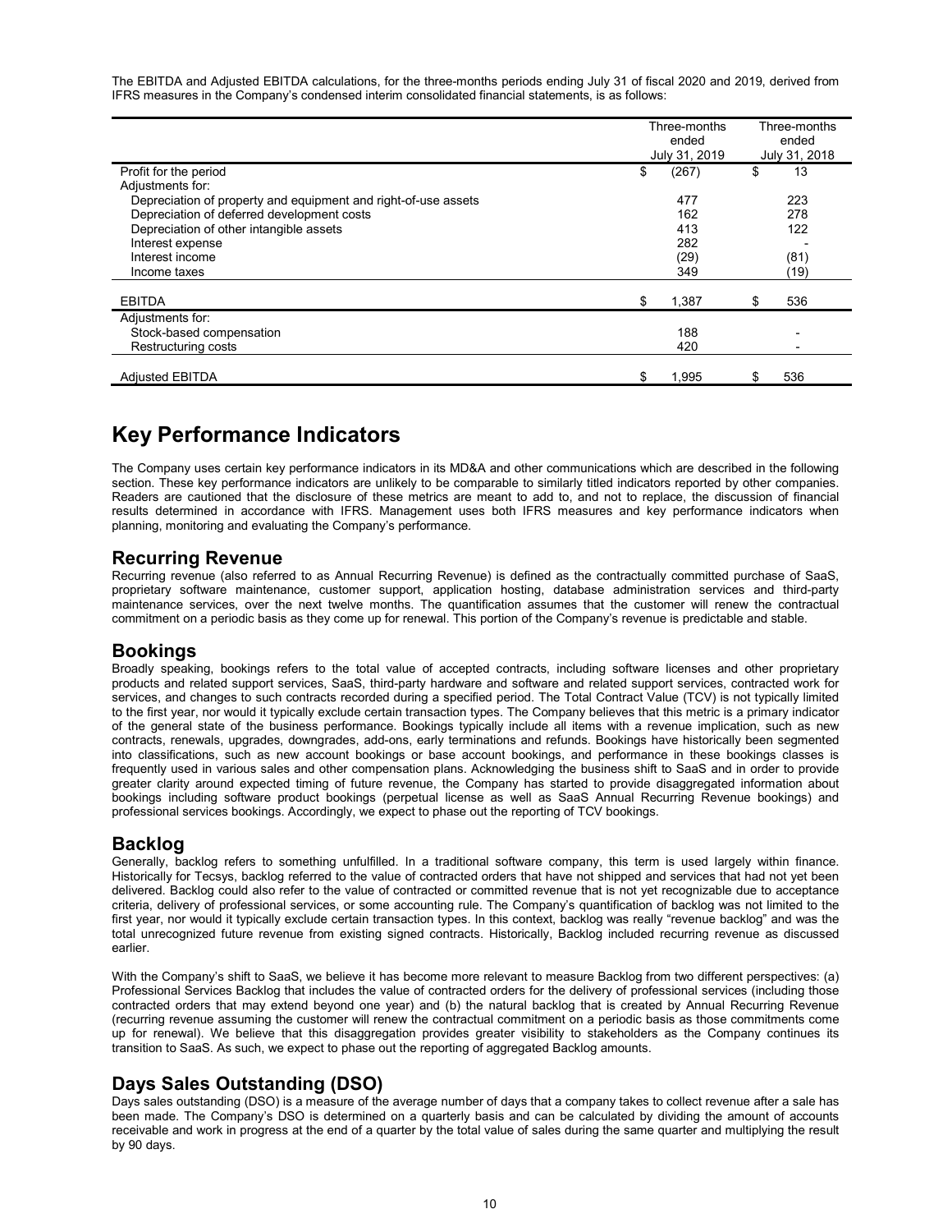The EBITDA and Adjusted EBITDA calculations, for the three-months periods ending July 31 of fiscal 2020 and 2019, derived from IFRS measures in the Company's condensed interim consolidated financial statements, is as follows:

| | Three-months ended July 31, 2019 | Three-months ended July 31, 2018 |
|---|---|---|
| Profit for the period | $ (267) | $ 13 |
| Adjustments for: | | |
| Depreciation of property and equipment and right-of-use assets | 477 | 223 |
| Depreciation of deferred development costs | 162 | 278 |
| Depreciation of other intangible assets | 413 | 122 |
| Interest expense | 282 | - |
| Interest income | (29) | (81) |
| Income taxes | 349 | (19) |
| EBITDA | $ 1,387 | $ 536 |
| Adjustments for: | | |
| Stock-based compensation | 188 | - |
| Restructuring costs | 420 | - |
| Adjusted EBITDA | $ 1,995 | $ 536 |

# Key Performance Indicators

The Company uses certain key performance indicators in its MD&A and other communications which are described in the following section. These key performance indicators are unlikely to be comparable to similarly titled indicators reported by other companies. Readers are cautioned that the disclosure of these metrics are meant to add to, and not to replace, the discussion of financial results determined in accordance with IFRS. Management uses both IFRS measures and key performance indicators when planning, monitoring and evaluating the Company's performance.

## Recurring Revenue

Recurring revenue (also referred to as Annual Recurring Revenue) is defined as the contractually committed purchase of SaaS, proprietary software maintenance, customer support, application hosting, database administration services and third-party maintenance services, over the next twelve months. The quantification assumes that the customer will renew the contractual commitment on a periodic basis as they come up for renewal. This portion of the Company's revenue is predictable and stable.

## Bookings

Broadly speaking, bookings refers to the total value of accepted contracts, including software licenses and other proprietary products and related support services, SaaS, third-party hardware and software and related support services, contracted work for services, and changes to such contracts recorded during a specified period. The Total Contract Value (TCV) is not typically limited to the first year, nor would it typically exclude certain transaction types. The Company believes that this metric is a primary indicator of the general state of the business performance. Bookings typically include all items with a revenue implication, such as new contracts, renewals, upgrades, downgrades, add-ons, early terminations and refunds. Bookings have historically been segmented into classifications, such as new account bookings or base account bookings, and performance in these bookings classes is frequently used in various sales and other compensation plans. Acknowledging the business shift to SaaS and in order to provide greater clarity around expected timing of future revenue, the Company has started to provide disaggregated information about bookings including software product bookings (perpetual license as well as SaaS Annual Recurring Revenue bookings) and professional services bookings. Accordingly, we expect to phase out the reporting of TCV bookings.

## Backlog

Generally, backlog refers to something unfulfilled. In a traditional software company, this term is used largely within finance. Historically for Tecsys, backlog referred to the value of contracted orders that have not shipped and services that had not yet been delivered. Backlog could also refer to the value of contracted or committed revenue that is not yet recognizable due to acceptance criteria, delivery of professional services, or some accounting rule. The Company's quantification of backlog was not limited to the first year, nor would it typically exclude certain transaction types. In this context, backlog was really "revenue backlog" and was the total unrecognized future revenue from existing signed contracts. Historically, Backlog included recurring revenue as discussed earlier.

With the Company's shift to SaaS, we believe it has become more relevant to measure Backlog from two different perspectives: (a) Professional Services Backlog that includes the value of contracted orders for the delivery of professional services (including those contracted orders that may extend beyond one year) and (b) the natural backlog that is created by Annual Recurring Revenue (recurring revenue assuming the customer will renew the contractual commitment on a periodic basis as those commitments come up for renewal). We believe that this disaggregation provides greater visibility to stakeholders as the Company continues its transition to SaaS. As such, we expect to phase out the reporting of aggregated Backlog amounts.

## Days Sales Outstanding (DSO)

Days sales outstanding (DSO) is a measure of the average number of days that a company takes to collect revenue after a sale has been made. The Company's DSO is determined on a quarterly basis and can be calculated by dividing the amount of accounts receivable and work in progress at the end of a quarter by the total value of sales during the same quarter and multiplying the result by 90 days.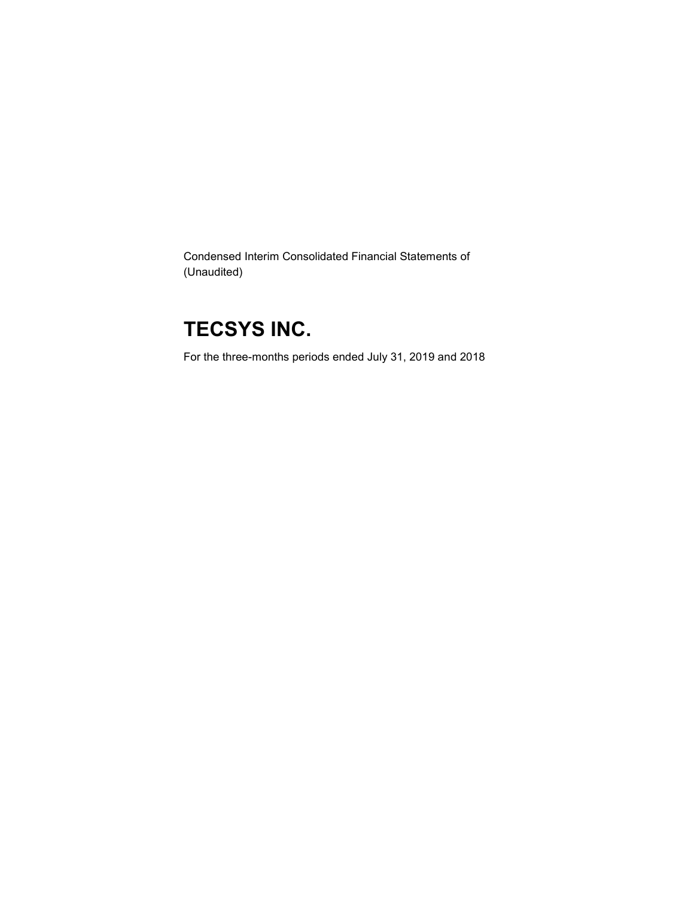Condensed Interim Consolidated Financial Statements of
(Unaudited)

# TECSYS INC.

For the three-months periods ended July 31, 2019 and 2018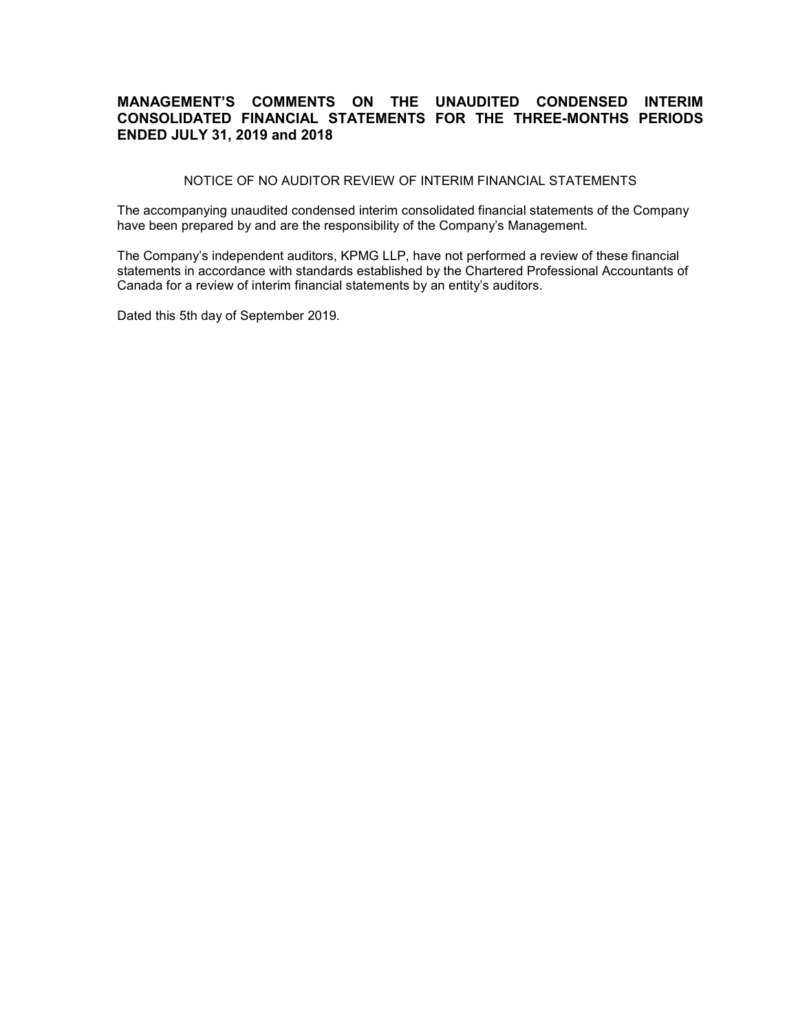## MANAGEMENT'S COMMENTS ON THE UNAUDITED CONDENSED INTERIM CONSOLIDATED FINANCIAL STATEMENTS FOR THE THREE-MONTHS PERIODS ENDED JULY 31, 2019 and 2018

NOTICE OF NO AUDITOR REVIEW OF INTERIM FINANCIAL STATEMENTS

The accompanying unaudited condensed interim consolidated financial statements of the Company have been prepared by and are the responsibility of the Company's Management.

The Company's independent auditors, KPMG LLP, have not performed a review of these financial statements in accordance with standards established by the Chartered Professional Accountants of Canada for a review of interim financial statements by an entity's auditors.

Dated this 5th day of September 2019.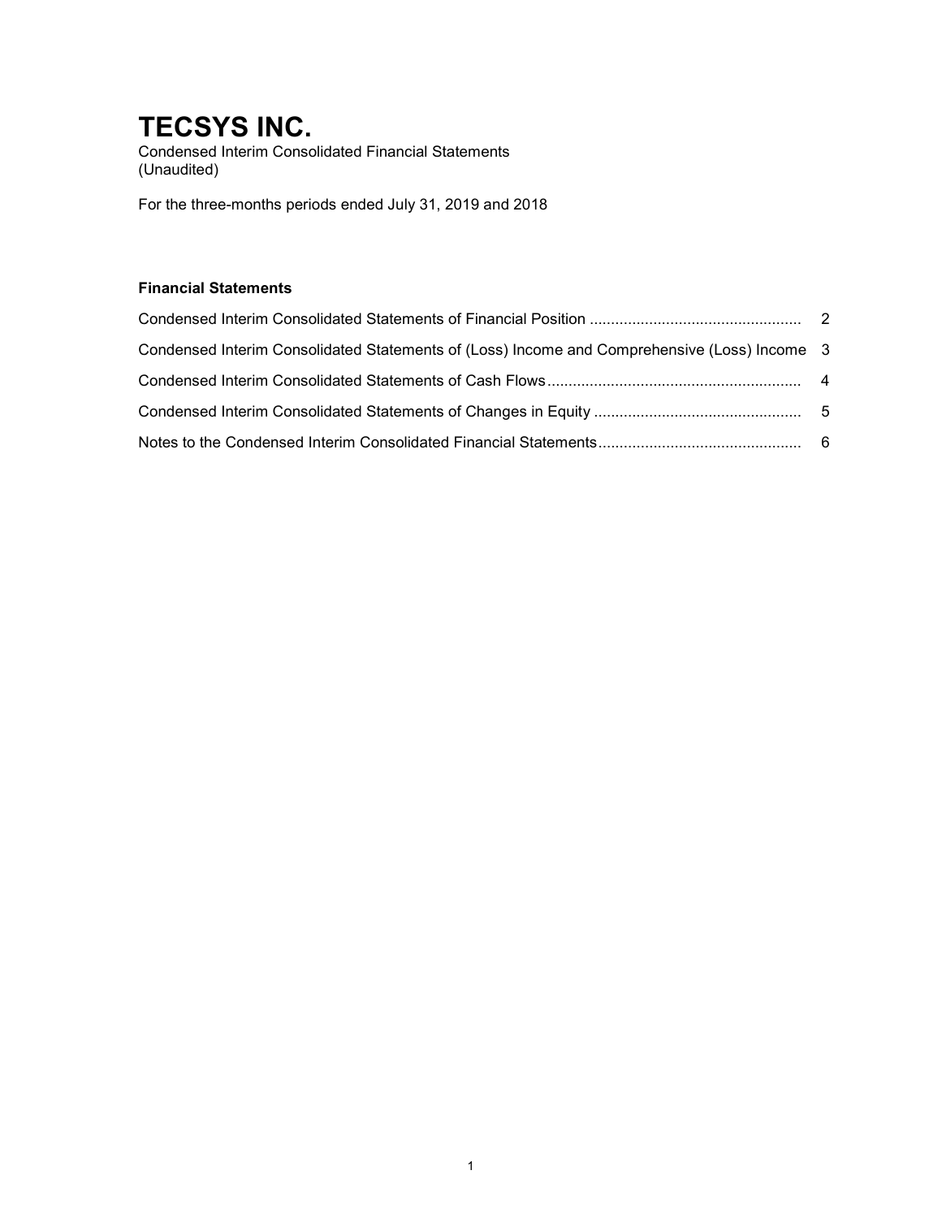# TECSYS INC.

Condensed Interim Consolidated Financial Statements
(Unaudited)

For the three-months periods ended July 31, 2019 and 2018

**Financial Statements**

| | |
|---|---|
| Condensed Interim Consolidated Statements of Financial Position | 2 |
| Condensed Interim Consolidated Statements of (Loss) Income and Comprehensive (Loss) Income | 3 |
| Condensed Interim Consolidated Statements of Cash Flows | 4 |
| Condensed Interim Consolidated Statements of Changes in Equity | 5 |
| Notes to the Condensed Interim Consolidated Financial Statements | 6 |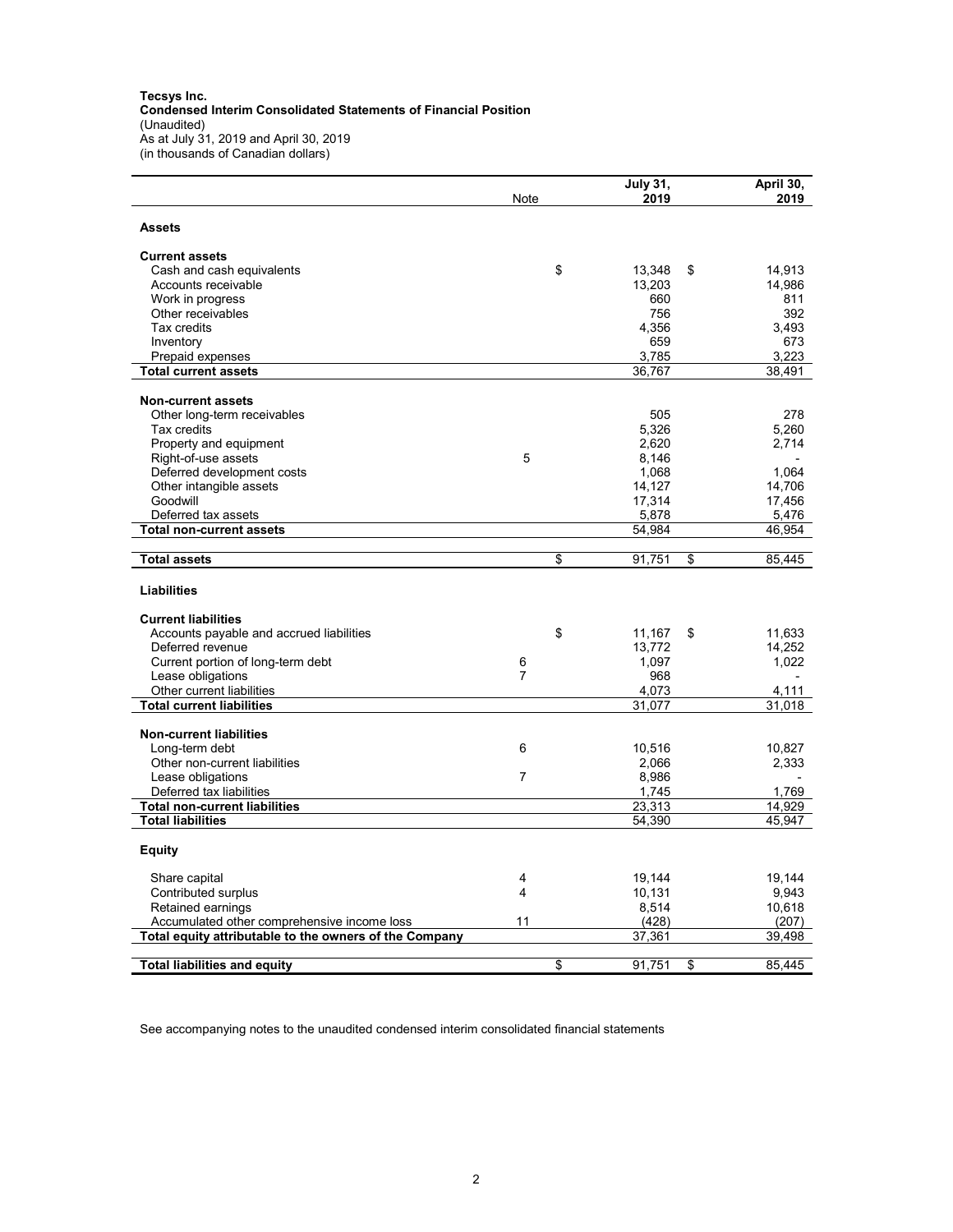**Tecsys Inc.**
**Condensed Interim Consolidated Statements of Financial Position**
(Unaudited)
As at July 31, 2019 and April 30, 2019
(in thousands of Canadian dollars)

| | Note | July 31, 2019 | April 30, 2019 |
|---|---|---|---|
| **Assets** | | | |
| **Current assets** | | | |
| Cash and cash equivalents | | $ 13,348 | $ 14,913 |
| Accounts receivable | | 13,203 | 14,986 |
| Work in progress | | 660 | 811 |
| Other receivables | | 756 | 392 |
| Tax credits | | 4,356 | 3,493 |
| Inventory | | 659 | 673 |
| Prepaid expenses | | 3,785 | 3,223 |
| **Total current assets** | | 36,767 | 38,491 |
| **Non-current assets** | | | |
| Other long-term receivables | | 505 | 278 |
| Tax credits | | 5,326 | 5,260 |
| Property and equipment | | 2,620 | 2,714 |
| Right-of-use assets | 5 | 8,146 | - |
| Deferred development costs | | 1,068 | 1,064 |
| Other intangible assets | | 14,127 | 14,706 |
| Goodwill | | 17,314 | 17,456 |
| Deferred tax assets | | 5,878 | 5,476 |
| **Total non-current assets** | | 54,984 | 46,954 |
| **Total assets** | | $ 91,751 | $ 85,445 |
| **Liabilities** | | | |
| **Current liabilities** | | | |
| Accounts payable and accrued liabilities | | $ 11,167 | $ 11,633 |
| Deferred revenue | | 13,772 | 14,252 |
| Current portion of long-term debt | 6 | 1,097 | 1,022 |
| Lease obligations | 7 | 968 | - |
| Other current liabilities | | 4,073 | 4,111 |
| **Total current liabilities** | | 31,077 | 31,018 |
| **Non-current liabilities** | | | |
| Long-term debt | 6 | 10,516 | 10,827 |
| Other non-current liabilities | | 2,066 | 2,333 |
| Lease obligations | 7 | 8,986 | - |
| Deferred tax liabilities | | 1,745 | 1,769 |
| **Total non-current liabilities** | | 23,313 | 14,929 |
| **Total liabilities** | | 54,390 | 45,947 |
| **Equity** | | | |
| Share capital | 4 | 19,144 | 19,144 |
| Contributed surplus | 4 | 10,131 | 9,943 |
| Retained earnings | | 8,514 | 10,618 |
| Accumulated other comprehensive income loss | 11 | (428) | (207) |
| **Total equity attributable to the owners of the Company** | | 37,361 | 39,498 |
| **Total liabilities and equity** | | $ 91,751 | $ 85,445 |

See accompanying notes to the unaudited condensed interim consolidated financial statements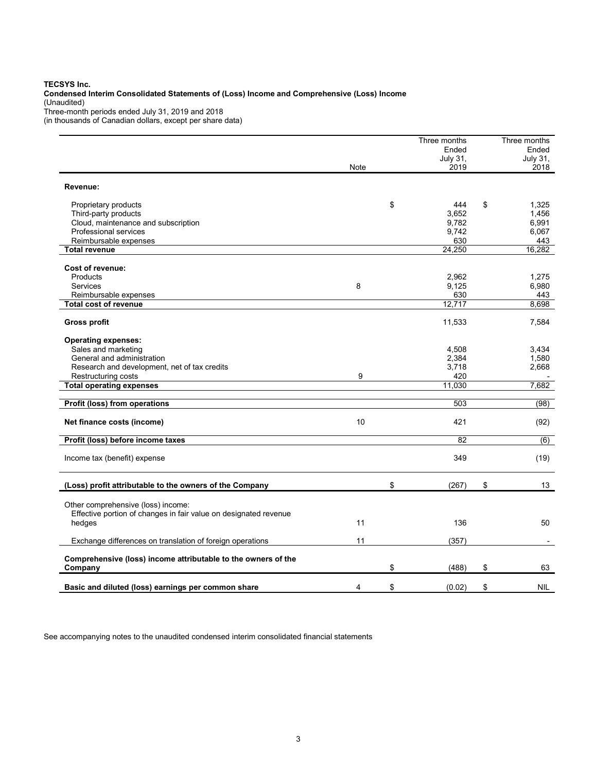**TECSYS Inc.**
**Condensed Interim Consolidated Statements of (Loss) Income and Comprehensive (Loss) Income**
(Unaudited)
Three-month periods ended July 31, 2019 and 2018
(in thousands of Canadian dollars, except per share data)

| | Note | Three months Ended July 31, 2019 | Three months Ended July 31, 2018 |
|---|---|---|---|
| **Revenue:** | | | |
| Proprietary products | | $ 444 | $ 1,325 |
| Third-party products | | 3,652 | 1,456 |
| Cloud, maintenance and subscription | | 9,782 | 6,991 |
| Professional services | | 9,742 | 6,067 |
| Reimbursable expenses | | 630 | 443 |
| **Total revenue** | | 24,250 | 16,282 |
| **Cost of revenue:** | | | |
| Products | | 2,962 | 1,275 |
| Services | 8 | 9,125 | 6,980 |
| Reimbursable expenses | | 630 | 443 |
| **Total cost of revenue** | | 12,717 | 8,698 |
| **Gross profit** | | 11,533 | 7,584 |
| **Operating expenses:** | | | |
| Sales and marketing | | 4,508 | 3,434 |
| General and administration | | 2,384 | 1,580 |
| Research and development, net of tax credits | | 3,718 | 2,668 |
| Restructuring costs | 9 | 420 | - |
| **Total operating expenses** | | 11,030 | 7,682 |
| **Profit (loss) from operations** | | 503 | (98) |
| **Net finance costs (income)** | 10 | 421 | (92) |
| **Profit (loss) before income taxes** | | 82 | (6) |
| Income tax (benefit) expense | | 349 | (19) |
| **(Loss) profit attributable to the owners of the Company** | | $ (267) | $ 13 |
| Other comprehensive (loss) income: | | | |
| Effective portion of changes in fair value on designated revenue hedges | 11 | 136 | 50 |
| Exchange differences on translation of foreign operations | 11 | (357) | - |
| **Comprehensive (loss) income attributable to the owners of the Company** | | $ (488) | $ 63 |
| **Basic and diluted (loss) earnings per common share** | 4 | $ (0.02) | $ NIL |

See accompanying notes to the unaudited condensed interim consolidated financial statements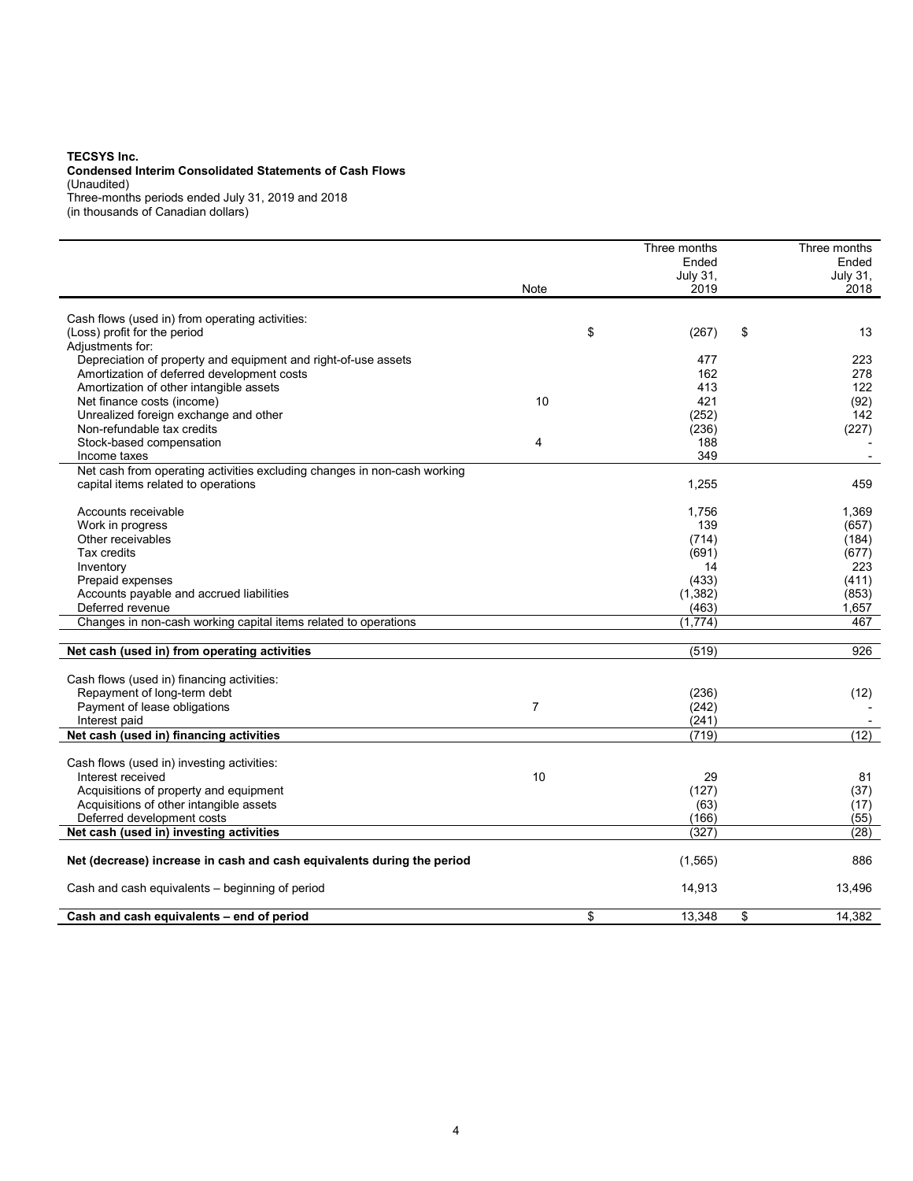**TECSYS Inc.**
**Condensed Interim Consolidated Statements of Cash Flows**
(Unaudited)
Three-months periods ended July 31, 2019 and 2018
(in thousands of Canadian dollars)

| | Note | Three months Ended July 31, 2019 | Three months Ended July 31, 2018 |
|---|---|---|---|
| Cash flows (used in) from operating activities: | | | |
| (Loss) profit for the period | | $ (267) | $ 13 |
| Adjustments for: | | | |
| Depreciation of property and equipment and right-of-use assets | | 477 | 223 |
| Amortization of deferred development costs | | 162 | 278 |
| Amortization of other intangible assets | | 413 | 122 |
| Net finance costs (income) | 10 | 421 | (92) |
| Unrealized foreign exchange and other | | (252) | 142 |
| Non-refundable tax credits | | (236) | (227) |
| Stock-based compensation | 4 | 188 | - |
| Income taxes | | 349 | - |
| Net cash from operating activities excluding changes in non-cash working capital items related to operations | | 1,255 | 459 |
| Accounts receivable | | 1,756 | 1,369 |
| Work in progress | | 139 | (657) |
| Other receivables | | (714) | (184) |
| Tax credits | | (691) | (677) |
| Inventory | | 14 | 223 |
| Prepaid expenses | | (433) | (411) |
| Accounts payable and accrued liabilities | | (1,382) | (853) |
| Deferred revenue | | (463) | 1,657 |
| Changes in non-cash working capital items related to operations | | (1,774) | 467 |
| **Net cash (used in) from operating activities** | | (519) | 926 |
| Cash flows (used in) financing activities: | | | |
| Repayment of long-term debt | | (236) | (12) |
| Payment of lease obligations | 7 | (242) | - |
| Interest paid | | (241) | - |
| **Net cash (used in) financing activities** | | (719) | (12) |
| Cash flows (used in) investing activities: | | | |
| Interest received | 10 | 29 | 81 |
| Acquisitions of property and equipment | | (127) | (37) |
| Acquisitions of other intangible assets | | (63) | (17) |
| Deferred development costs | | (166) | (55) |
| **Net cash (used in) investing activities** | | (327) | (28) |
| **Net (decrease) increase in cash and cash equivalents during the period** | | (1,565) | 886 |
| Cash and cash equivalents – beginning of period | | 14,913 | 13,496 |
| **Cash and cash equivalents – end of period** | | $ 13,348 | $ 14,382 |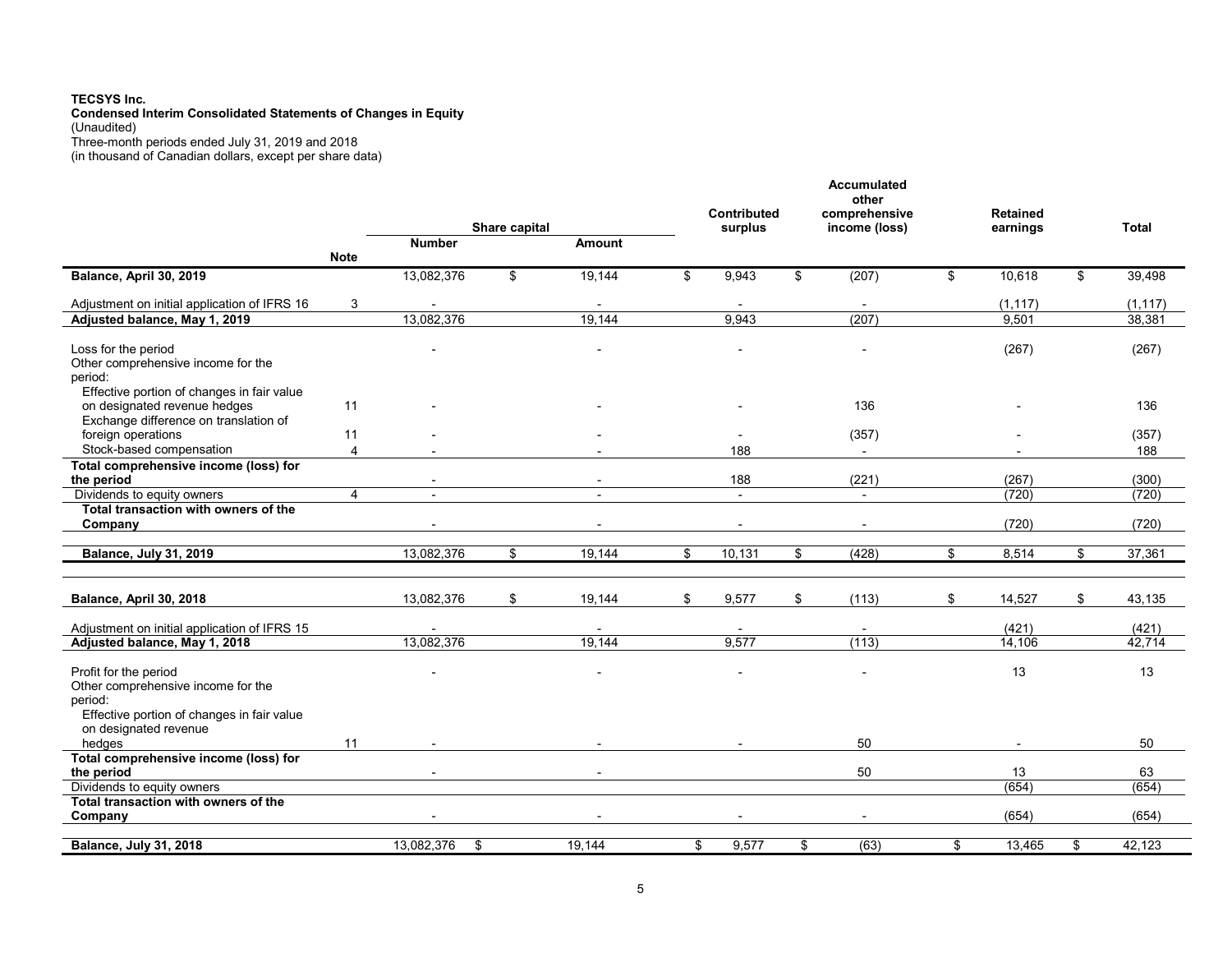**TECSYS Inc.**
**Condensed Interim Consolidated Statements of Changes in Equity**
(Unaudited)
Three-month periods ended July 31, 2019 and 2018
(in thousand of Canadian dollars, except per share data)

| | Note | Share capital | | Contributed surplus | Accumulated other comprehensive income (loss) | Retained earnings | Total |
|---|---|---|---|---|---|---|---|
| | | Number | Amount | | | | |
| **Balance, April 30, 2019** | | 13,082,376 | $ 19,144 | $ 9,943 | $ (207) | $ 10,618 | $ 39,498 |
| Adjustment on initial application of IFRS 16 | 3 | - | - | - | - | (1,117) | (1,117) |
| **Adjusted balance, May 1, 2019** | | 13,082,376 | 19,144 | 9,943 | (207) | 9,501 | 38,381 |
| Loss for the period | | - | - | - | - | (267) | (267) |
| Other comprehensive income for the period: | | | | | | | |
| Effective portion of changes in fair value on designated revenue hedges | 11 | - | - | - | 136 | - | 136 |
| Exchange difference on translation of foreign operations | 11 | - | - | - | (357) | - | (357) |
| Stock-based compensation | 4 | - | - | 188 | - | - | 188 |
| **Total comprehensive income (loss) for the period** | | - | - | 188 | (221) | (267) | (300) |
| Dividends to equity owners | 4 | - | - | - | - | (720) | (720) |
| **Total transaction with owners of the Company** | | - | - | - | - | (720) | (720) |
| **Balance, July 31, 2019** | | 13,082,376 | $ 19,144 | $ 10,131 | $ (428) | $ 8,514 | $ 37,361 |
| | | | | | | | |
| **Balance, April 30, 2018** | | 13,082,376 | $ 19,144 | $ 9,577 | $ (113) | $ 14,527 | $ 43,135 |
| Adjustment on initial application of IFRS 15 | | - | - | - | - | (421) | (421) |
| **Adjusted balance, May 1, 2018** | | 13,082,376 | 19,144 | 9,577 | (113) | 14,106 | 42,714 |
| Profit for the period | | - | - | - | - | 13 | 13 |
| Other comprehensive income for the period: | | | | | | | |
| Effective portion of changes in fair value on designated revenue hedges | 11 | - | - | - | 50 | - | 50 |
| **Total comprehensive income (loss) for the period** | | - | - | | 50 | 13 | 63 |
| Dividends to equity owners | | | | | | (654) | (654) |
| **Total transaction with owners of the Company** | | - | - | - | - | (654) | (654) |
| **Balance, July 31, 2018** | | 13,082,376 | $ 19,144 | $ 9,577 | $ (63) | $ 13,465 | $ 42,123 |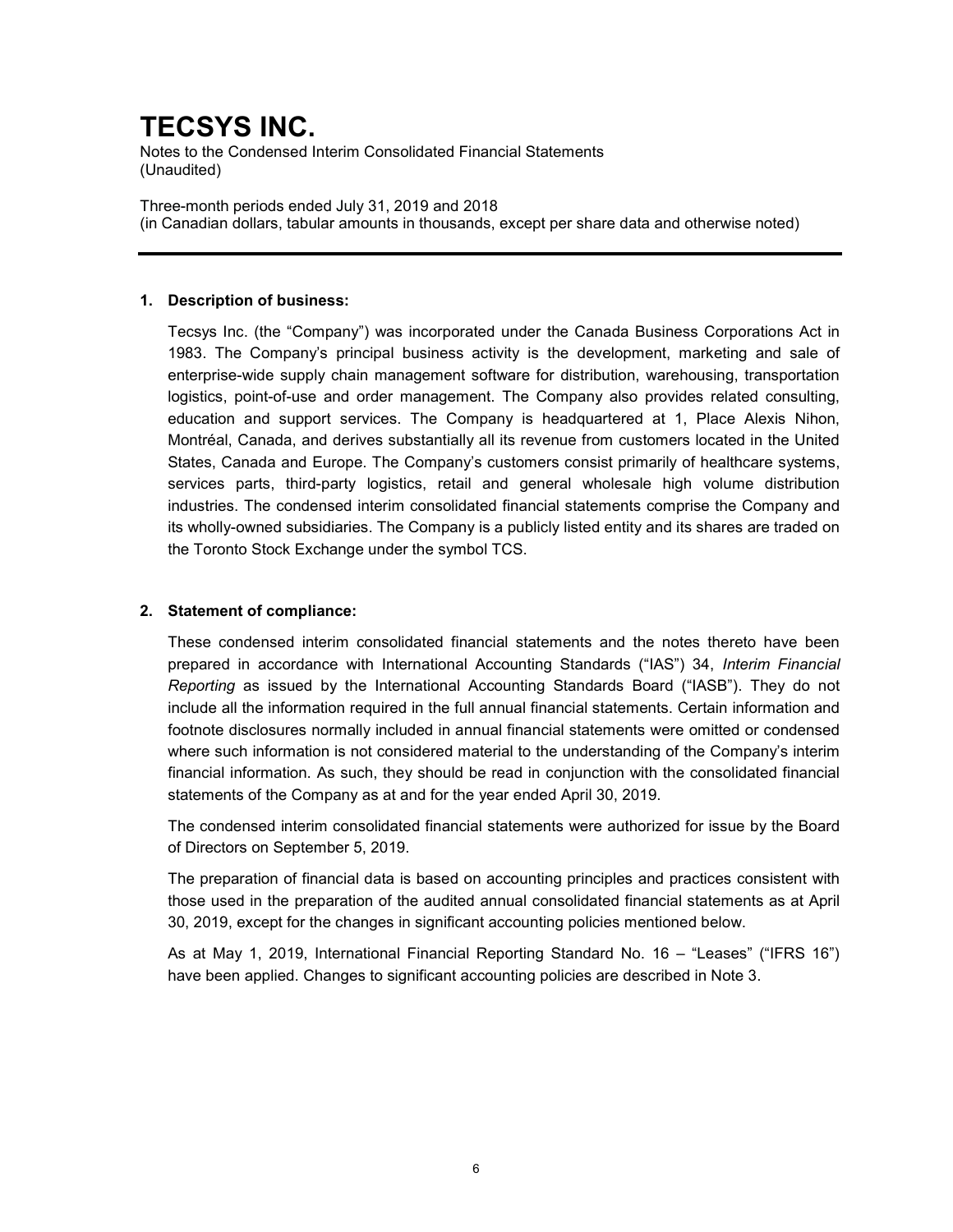# TECSYS INC.

Notes to the Condensed Interim Consolidated Financial Statements
(Unaudited)

Three-month periods ended July 31, 2019 and 2018
(in Canadian dollars, tabular amounts in thousands, except per share data and otherwise noted)

## 1. Description of business:

Tecsys Inc. (the "Company") was incorporated under the Canada Business Corporations Act in 1983. The Company's principal business activity is the development, marketing and sale of enterprise-wide supply chain management software for distribution, warehousing, transportation logistics, point-of-use and order management. The Company also provides related consulting, education and support services. The Company is headquartered at 1, Place Alexis Nihon, Montréal, Canada, and derives substantially all its revenue from customers located in the United States, Canada and Europe. The Company's customers consist primarily of healthcare systems, services parts, third-party logistics, retail and general wholesale high volume distribution industries. The condensed interim consolidated financial statements comprise the Company and its wholly-owned subsidiaries. The Company is a publicly listed entity and its shares are traded on the Toronto Stock Exchange under the symbol TCS.

## 2. Statement of compliance:

These condensed interim consolidated financial statements and the notes thereto have been prepared in accordance with International Accounting Standards ("IAS") 34, *Interim Financial Reporting* as issued by the International Accounting Standards Board ("IASB"). They do not include all the information required in the full annual financial statements. Certain information and footnote disclosures normally included in annual financial statements were omitted or condensed where such information is not considered material to the understanding of the Company's interim financial information. As such, they should be read in conjunction with the consolidated financial statements of the Company as at and for the year ended April 30, 2019.

The condensed interim consolidated financial statements were authorized for issue by the Board of Directors on September 5, 2019.

The preparation of financial data is based on accounting principles and practices consistent with those used in the preparation of the audited annual consolidated financial statements as at April 30, 2019, except for the changes in significant accounting policies mentioned below.

As at May 1, 2019, International Financial Reporting Standard No. 16 – "Leases" ("IFRS 16") have been applied. Changes to significant accounting policies are described in Note 3.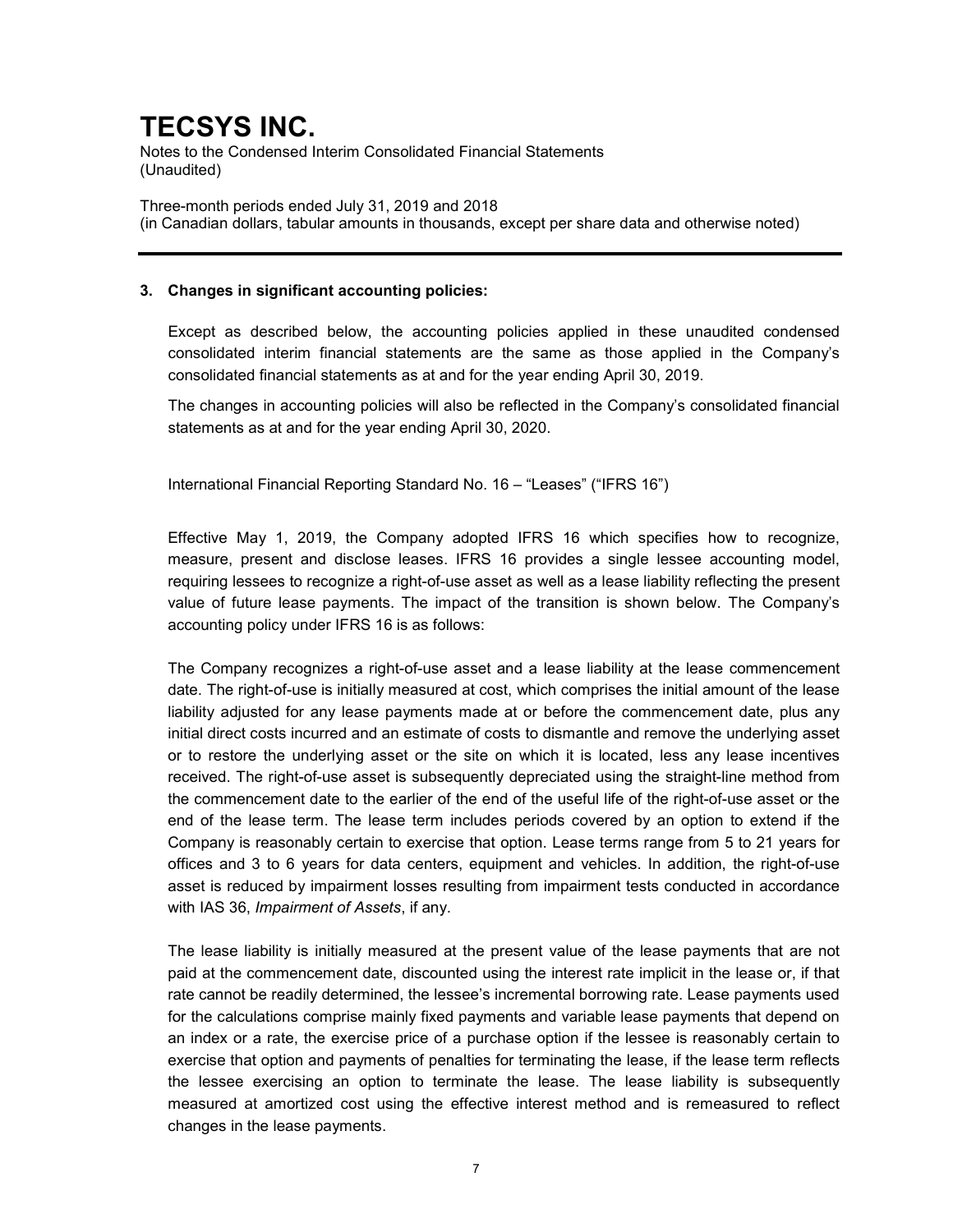### 3. Changes in significant accounting policies:

Except as described below, the accounting policies applied in these unaudited condensed consolidated interim financial statements are the same as those applied in the Company's consolidated financial statements as at and for the year ending April 30, 2019.

The changes in accounting policies will also be reflected in the Company's consolidated financial statements as at and for the year ending April 30, 2020.

International Financial Reporting Standard No. 16 – "Leases" ("IFRS 16")

Effective May 1, 2019, the Company adopted IFRS 16 which specifies how to recognize, measure, present and disclose leases. IFRS 16 provides a single lessee accounting model, requiring lessees to recognize a right-of-use asset as well as a lease liability reflecting the present value of future lease payments. The impact of the transition is shown below. The Company's accounting policy under IFRS 16 is as follows:

The Company recognizes a right-of-use asset and a lease liability at the lease commencement date. The right-of-use is initially measured at cost, which comprises the initial amount of the lease liability adjusted for any lease payments made at or before the commencement date, plus any initial direct costs incurred and an estimate of costs to dismantle and remove the underlying asset or to restore the underlying asset or the site on which it is located, less any lease incentives received. The right-of-use asset is subsequently depreciated using the straight-line method from the commencement date to the earlier of the end of the useful life of the right-of-use asset or the end of the lease term. The lease term includes periods covered by an option to extend if the Company is reasonably certain to exercise that option. Lease terms range from 5 to 21 years for offices and 3 to 6 years for data centers, equipment and vehicles. In addition, the right-of-use asset is reduced by impairment losses resulting from impairment tests conducted in accordance with IAS 36, *Impairment of Assets*, if any.

The lease liability is initially measured at the present value of the lease payments that are not paid at the commencement date, discounted using the interest rate implicit in the lease or, if that rate cannot be readily determined, the lessee's incremental borrowing rate. Lease payments used for the calculations comprise mainly fixed payments and variable lease payments that depend on an index or a rate, the exercise price of a purchase option if the lessee is reasonably certain to exercise that option and payments of penalties for terminating the lease, if the lease term reflects the lessee exercising an option to terminate the lease. The lease liability is subsequently measured at amortized cost using the effective interest method and is remeasured to reflect changes in the lease payments.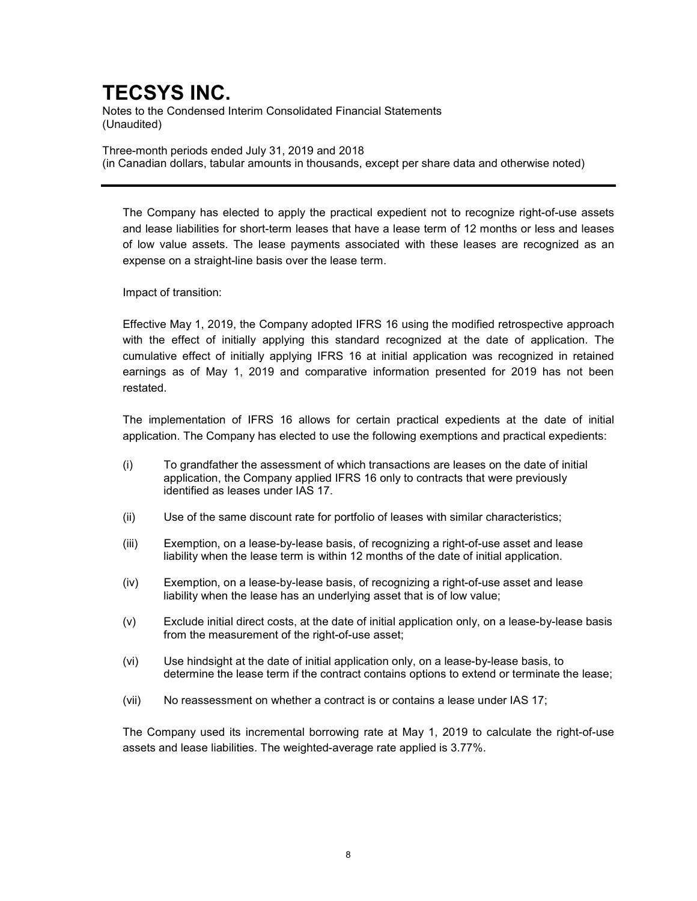The Company has elected to apply the practical expedient not to recognize right-of-use assets and lease liabilities for short-term leases that have a lease term of 12 months or less and leases of low value assets. The lease payments associated with these leases are recognized as an expense on a straight-line basis over the lease term.

Impact of transition:

Effective May 1, 2019, the Company adopted IFRS 16 using the modified retrospective approach with the effect of initially applying this standard recognized at the date of application. The cumulative effect of initially applying IFRS 16 at initial application was recognized in retained earnings as of May 1, 2019 and comparative information presented for 2019 has not been restated.

The implementation of IFRS 16 allows for certain practical expedients at the date of initial application. The Company has elected to use the following exemptions and practical expedients:

(i) To grandfather the assessment of which transactions are leases on the date of initial application, the Company applied IFRS 16 only to contracts that were previously identified as leases under IAS 17.

(ii) Use of the same discount rate for portfolio of leases with similar characteristics;

(iii) Exemption, on a lease-by-lease basis, of recognizing a right-of-use asset and lease liability when the lease term is within 12 months of the date of initial application.

(iv) Exemption, on a lease-by-lease basis, of recognizing a right-of-use asset and lease liability when the lease has an underlying asset that is of low value;

(v) Exclude initial direct costs, at the date of initial application only, on a lease-by-lease basis from the measurement of the right-of-use asset;

(vi) Use hindsight at the date of initial application only, on a lease-by-lease basis, to determine the lease term if the contract contains options to extend or terminate the lease;

(vii) No reassessment on whether a contract is or contains a lease under IAS 17;

The Company used its incremental borrowing rate at May 1, 2019 to calculate the right-of-use assets and lease liabilities. The weighted-average rate applied is 3.77%.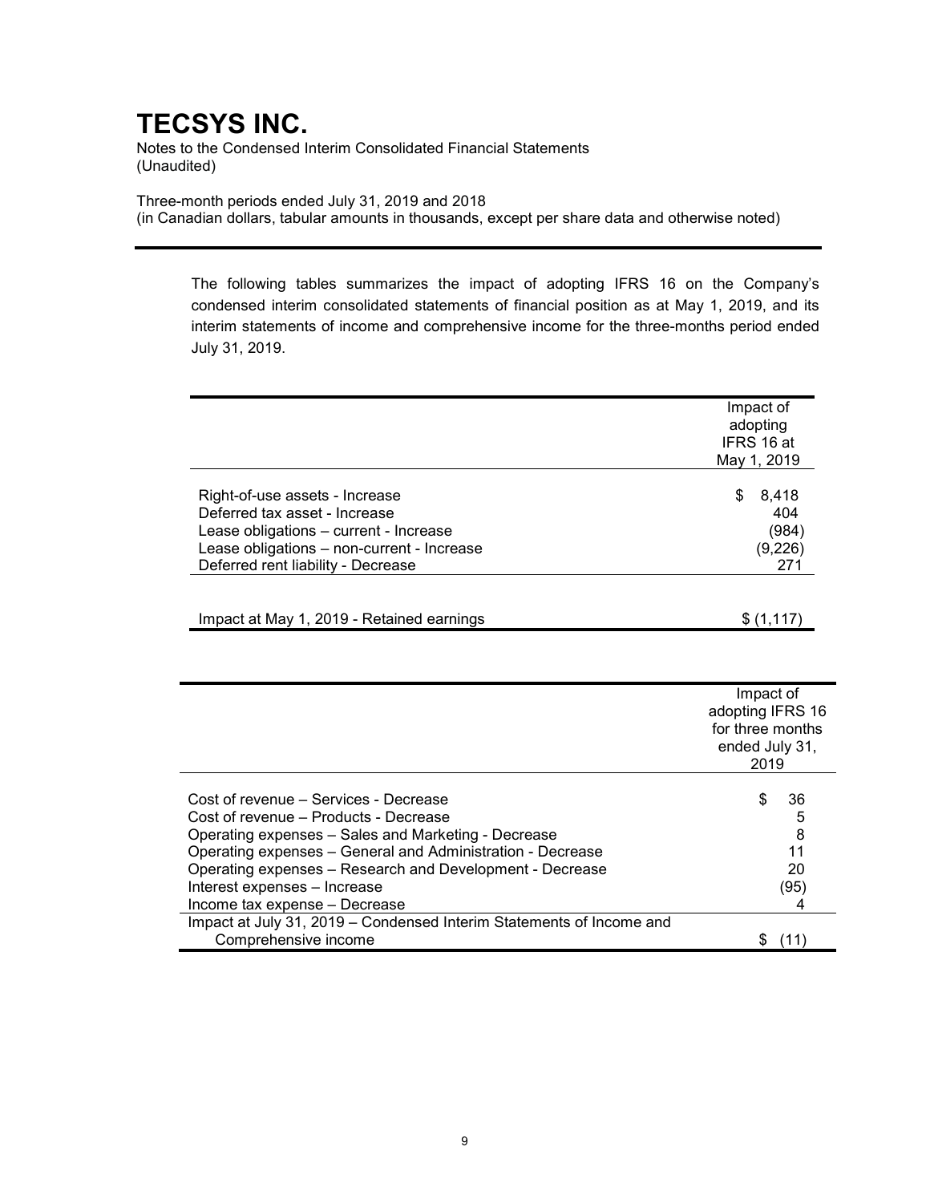# TECSYS INC.

Notes to the Condensed Interim Consolidated Financial Statements
(Unaudited)

Three-month periods ended July 31, 2019 and 2018
(in Canadian dollars, tabular amounts in thousands, except per share data and otherwise noted)

The following tables summarizes the impact of adopting IFRS 16 on the Company's condensed interim consolidated statements of financial position as at May 1, 2019, and its interim statements of income and comprehensive income for the three-months period ended July 31, 2019.

| | Impact of adopting IFRS 16 at May 1, 2019 |
|---|---|
| Right-of-use assets - Increase | $ 8,418 |
| Deferred tax asset - Increase | 404 |
| Lease obligations – current - Increase | (984) |
| Lease obligations – non-current - Increase | (9,226) |
| Deferred rent liability - Decrease | 271 |
| Impact at May 1, 2019 - Retained earnings | $ (1,117) |

| | Impact of adopting IFRS 16 for three months ended July 31, 2019 |
|---|---|
| Cost of revenue – Services - Decrease | $ 36 |
| Cost of revenue – Products - Decrease | 5 |
| Operating expenses – Sales and Marketing - Decrease | 8 |
| Operating expenses – General and Administration - Decrease | 11 |
| Operating expenses – Research and Development - Decrease | 20 |
| Interest expenses – Increase | (95) |
| Income tax expense – Decrease | 4 |
| Impact at July 31, 2019 – Condensed Interim Statements of Income and Comprehensive income | $ (11) |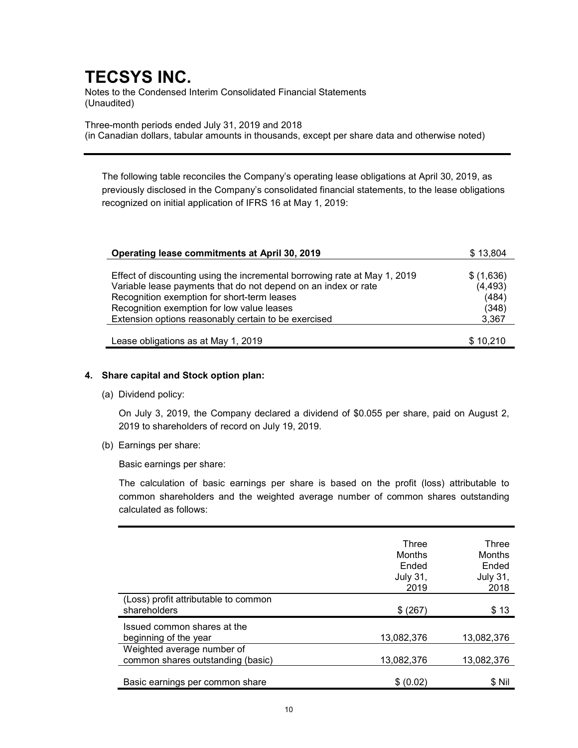The following table reconciles the Company's operating lease obligations at April 30, 2019, as previously disclosed in the Company's consolidated financial statements, to the lease obligations recognized on initial application of IFRS 16 at May 1, 2019:

| **Operating lease commitments at April 30, 2019** | $ 13,804 |
|---|---|
| Effect of discounting using the incremental borrowing rate at May 1, 2019 | $ (1,636) |
| Variable lease payments that do not depend on an index or rate | (4,493) |
| Recognition exemption for short-term leases | (484) |
| Recognition exemption for low value leases | (348) |
| Extension options reasonably certain to be exercised | 3,367 |
| Lease obligations as at May 1, 2019 | $ 10,210 |

**4. Share capital and Stock option plan:**

(a) Dividend policy:

On July 3, 2019, the Company declared a dividend of $0.055 per share, paid on August 2, 2019 to shareholders of record on July 19, 2019.

(b) Earnings per share:

Basic earnings per share:

The calculation of basic earnings per share is based on the profit (loss) attributable to common shareholders and the weighted average number of common shares outstanding calculated as follows:

| | Three Months Ended July 31, 2019 | Three Months Ended July 31, 2018 |
|---|---|---|
| (Loss) profit attributable to common shareholders | $ (267) | $ 13 |
| Issued common shares at the beginning of the year | 13,082,376 | 13,082,376 |
| Weighted average number of common shares outstanding (basic) | 13,082,376 | 13,082,376 |
| Basic earnings per common share | $ (0.02) | $ Nil |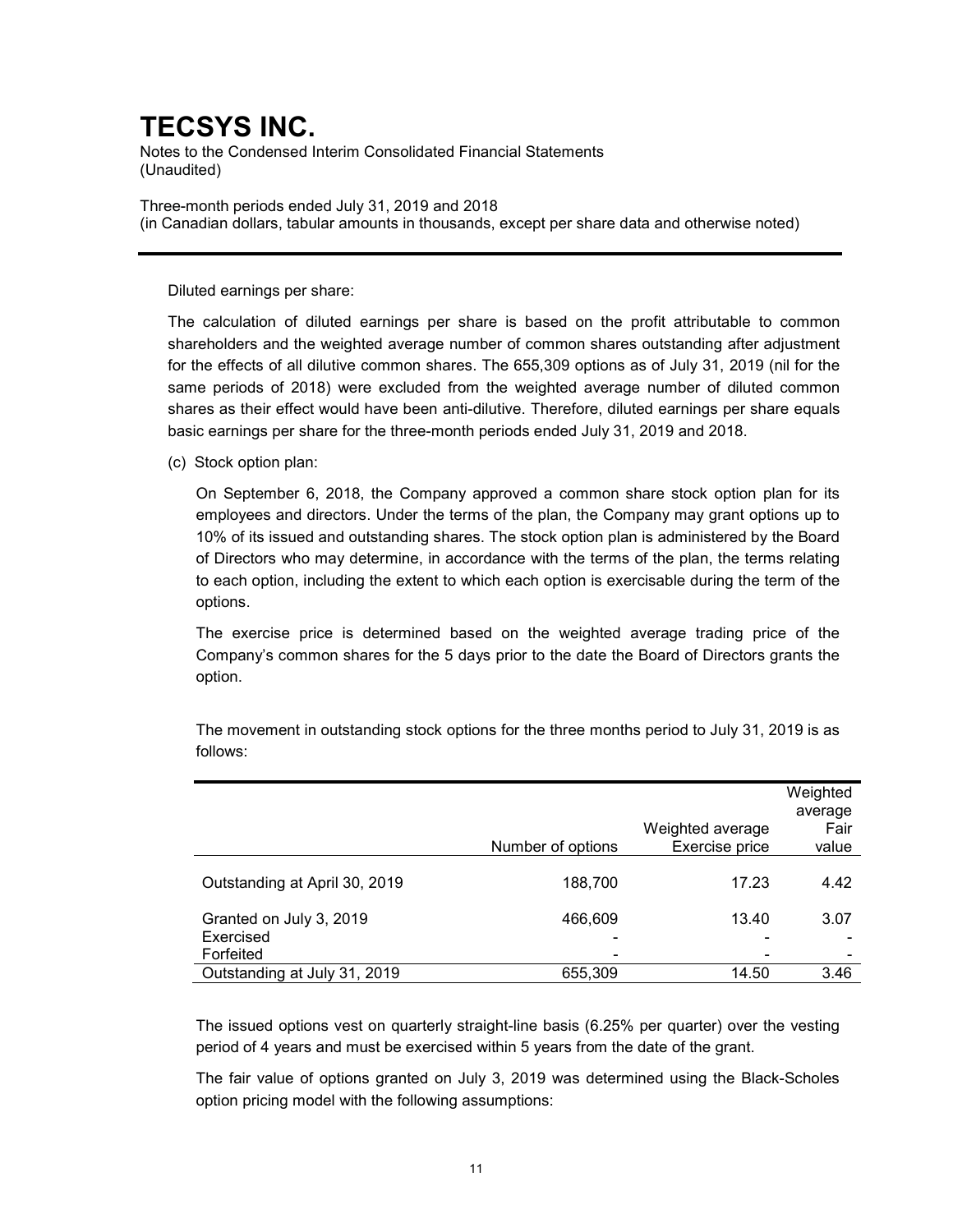Diluted earnings per share:

The calculation of diluted earnings per share is based on the profit attributable to common shareholders and the weighted average number of common shares outstanding after adjustment for the effects of all dilutive common shares. The 655,309 options as of July 31, 2019 (nil for the same periods of 2018) were excluded from the weighted average number of diluted common shares as their effect would have been anti-dilutive. Therefore, diluted earnings per share equals basic earnings per share for the three-month periods ended July 31, 2019 and 2018.

(c) Stock option plan:

On September 6, 2018, the Company approved a common share stock option plan for its employees and directors. Under the terms of the plan, the Company may grant options up to 10% of its issued and outstanding shares. The stock option plan is administered by the Board of Directors who may determine, in accordance with the terms of the plan, the terms relating to each option, including the extent to which each option is exercisable during the term of the options.

The exercise price is determined based on the weighted average trading price of the Company's common shares for the 5 days prior to the date the Board of Directors grants the option.

The movement in outstanding stock options for the three months period to July 31, 2019 is as follows:

| | Number of options | Weighted average Exercise price | Weighted average Fair value |
|---|---|---|---|
| Outstanding at April 30, 2019 | 188,700 | 17.23 | 4.42 |
| Granted on July 3, 2019 | 466,609 | 13.40 | 3.07 |
| Exercised | - | - | - |
| Forfeited | - | - | - |
| Outstanding at July 31, 2019 | 655,309 | 14.50 | 3.46 |

The issued options vest on quarterly straight-line basis (6.25% per quarter) over the vesting period of 4 years and must be exercised within 5 years from the date of the grant.

The fair value of options granted on July 3, 2019 was determined using the Black-Scholes option pricing model with the following assumptions: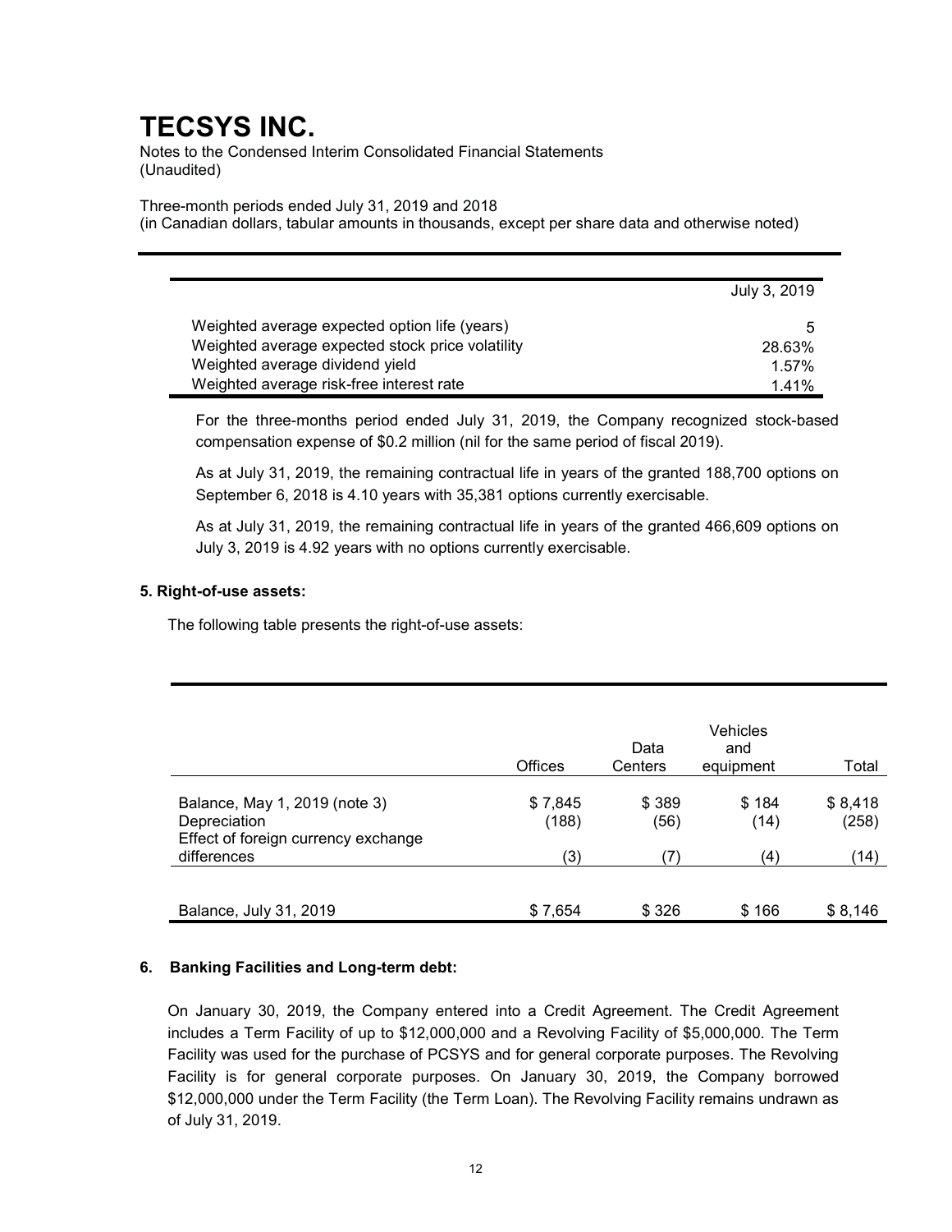# TECSYS INC.

Notes to the Condensed Interim Consolidated Financial Statements
(Unaudited)

Three-month periods ended July 31, 2019 and 2018
(in Canadian dollars, tabular amounts in thousands, except per share data and otherwise noted)

| | July 3, 2019 |
|---|---|
| Weighted average expected option life (years) | 5 |
| Weighted average expected stock price volatility | 28.63% |
| Weighted average dividend yield | 1.57% |
| Weighted average risk-free interest rate | 1.41% |

For the three-months period ended July 31, 2019, the Company recognized stock-based compensation expense of $0.2 million (nil for the same period of fiscal 2019).

As at July 31, 2019, the remaining contractual life in years of the granted 188,700 options on September 6, 2018 is 4.10 years with 35,381 options currently exercisable.

As at July 31, 2019, the remaining contractual life in years of the granted 466,609 options on July 3, 2019 is 4.92 years with no options currently exercisable.

### 5. Right-of-use assets:

The following table presents the right-of-use assets:

| | Offices | Data Centers | Vehicles and equipment | Total |
|---|---|---|---|---|
| Balance, May 1, 2019 (note 3) | $ 7,845 | $ 389 | $ 184 | $ 8,418 |
| Depreciation | (188) | (56) | (14) | (258) |
| Effect of foreign currency exchange differences | (3) | (7) | (4) | (14) |
| Balance, July 31, 2019 | $ 7,654 | $ 326 | $ 166 | $ 8,146 |

### 6. Banking Facilities and Long-term debt:

On January 30, 2019, the Company entered into a Credit Agreement. The Credit Agreement includes a Term Facility of up to $12,000,000 and a Revolving Facility of $5,000,000. The Term Facility was used for the purchase of PCSYS and for general corporate purposes. The Revolving Facility is for general corporate purposes. On January 30, 2019, the Company borrowed $12,000,000 under the Term Facility (the Term Loan). The Revolving Facility remains undrawn as of July 31, 2019.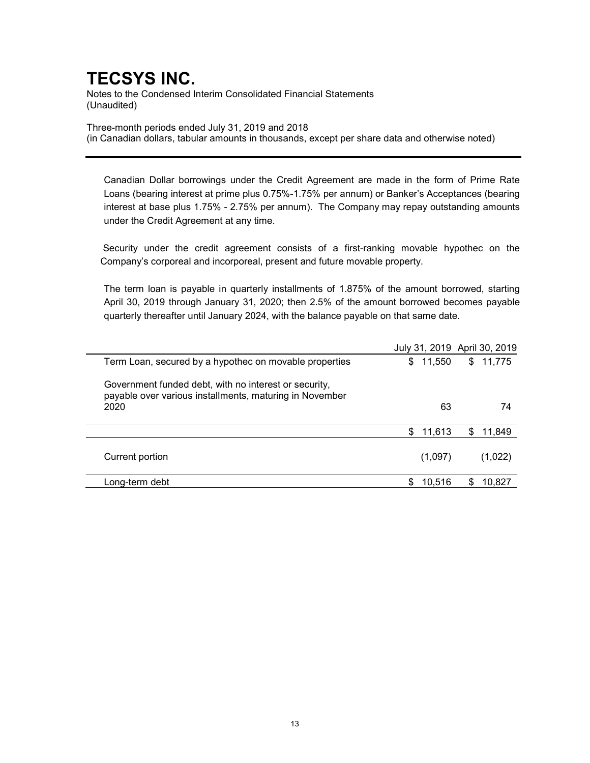Canadian Dollar borrowings under the Credit Agreement are made in the form of Prime Rate Loans (bearing interest at prime plus 0.75%-1.75% per annum) or Banker's Acceptances (bearing interest at base plus 1.75% - 2.75% per annum). The Company may repay outstanding amounts under the Credit Agreement at any time.

Security under the credit agreement consists of a first-ranking movable hypothec on the Company's corporeal and incorporeal, present and future movable property.

The term loan is payable in quarterly installments of 1.875% of the amount borrowed, starting April 30, 2019 through January 31, 2020; then 2.5% of the amount borrowed becomes payable quarterly thereafter until January 2024, with the balance payable on that same date.

| | July 31, 2019 | April 30, 2019 |
|---|---|---|
| Term Loan, secured by a hypothec on movable properties | $ 11,550 | $ 11,775 |
| Government funded debt, with no interest or security, payable over various installments, maturing in November 2020 | 63 | 74 |
| | $ 11,613 | $ 11,849 |
| Current portion | (1,097) | (1,022) |
| Long-term debt | $ 10,516 | $ 10,827 |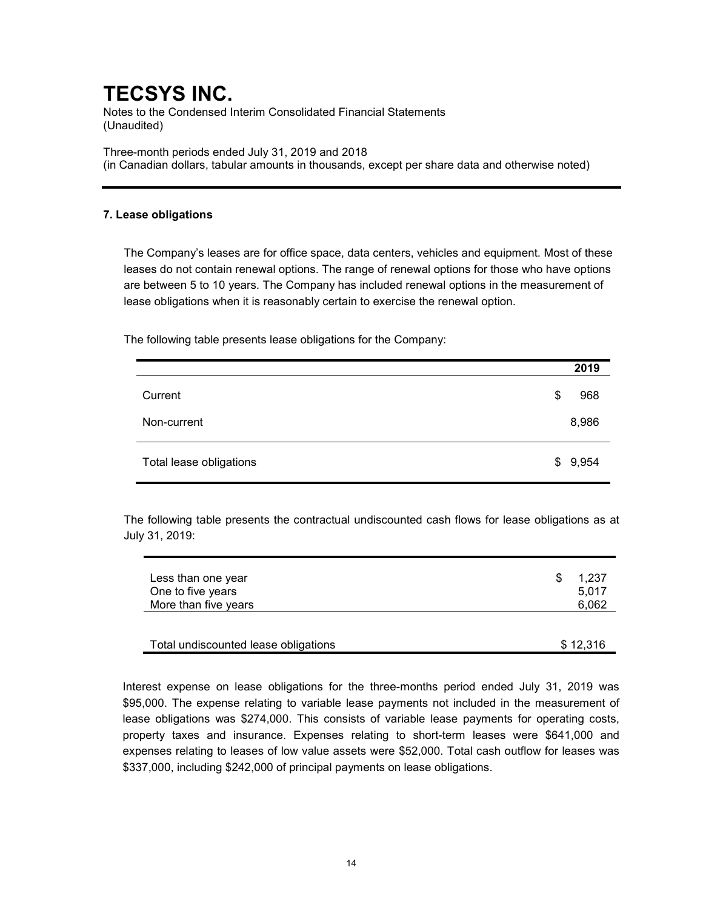# TECSYS INC.

Notes to the Condensed Interim Consolidated Financial Statements
(Unaudited)

Three-month periods ended July 31, 2019 and 2018
(in Canadian dollars, tabular amounts in thousands, except per share data and otherwise noted)

## 7. Lease obligations

The Company's leases are for office space, data centers, vehicles and equipment. Most of these leases do not contain renewal options. The range of renewal options for those who have options are between 5 to 10 years. The Company has included renewal options in the measurement of lease obligations when it is reasonably certain to exercise the renewal option.

The following table presents lease obligations for the Company:

| | 2019 |
|---|---|
| Current | $ 968 |
| Non-current | 8,986 |
| Total lease obligations | $ 9,954 |

The following table presents the contractual undiscounted cash flows for lease obligations as at July 31, 2019:

| | |
|---|---|
| Less than one year | $ 1,237 |
| One to five years | 5,017 |
| More than five years | 6,062 |
| Total undiscounted lease obligations | $ 12,316 |

Interest expense on lease obligations for the three-months period ended July 31, 2019 was $95,000. The expense relating to variable lease payments not included in the measurement of lease obligations was $274,000. This consists of variable lease payments for operating costs, property taxes and insurance. Expenses relating to short-term leases were $641,000 and expenses relating to leases of low value assets were $52,000. Total cash outflow for leases was $337,000, including $242,000 of principal payments on lease obligations.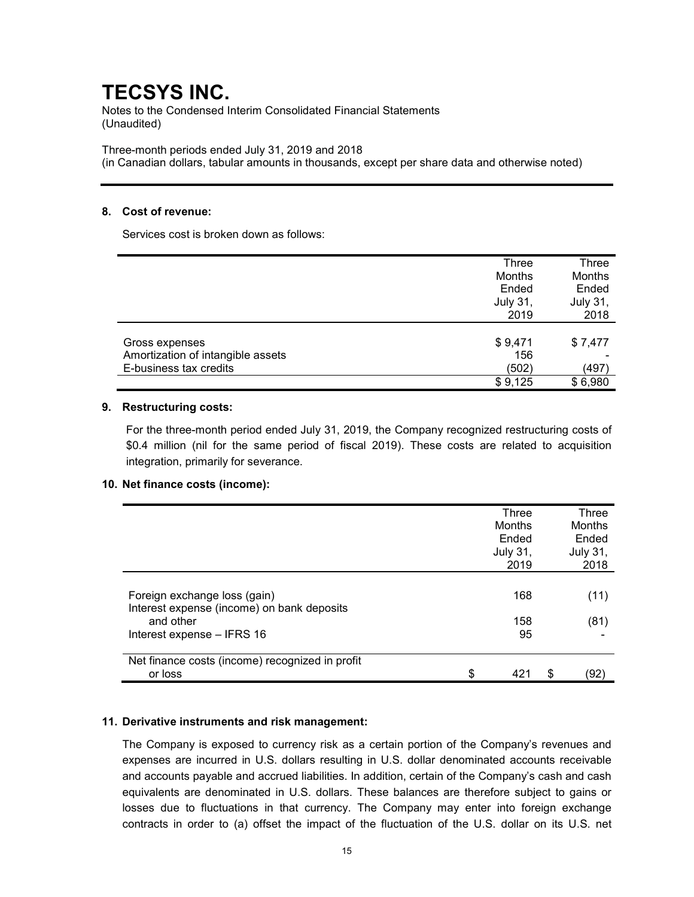# TECSYS INC.

Notes to the Condensed Interim Consolidated Financial Statements
(Unaudited)

Three-month periods ended July 31, 2019 and 2018
(in Canadian dollars, tabular amounts in thousands, except per share data and otherwise noted)

---

## 8. Cost of revenue:

Services cost is broken down as follows:

| | Three Months Ended July 31, 2019 | Three Months Ended July 31, 2018 |
|---|---|---|
| Gross expenses | $ 9,471 | $ 7,477 |
| Amortization of intangible assets | 156 | - |
| E-business tax credits | (502) | (497) |
| | $ 9,125 | $ 6,980 |

## 9. Restructuring costs:

For the three-month period ended July 31, 2019, the Company recognized restructuring costs of $0.4 million (nil for the same period of fiscal 2019). These costs are related to acquisition integration, primarily for severance.

## 10. Net finance costs (income):

| | Three Months Ended July 31, 2019 | Three Months Ended July 31, 2018 |
|---|---|---|
| Foreign exchange loss (gain) | 168 | (11) |
| Interest expense (income) on bank deposits and other | 158 | (81) |
| Interest expense – IFRS 16 | 95 | - |
| Net finance costs (income) recognized in profit or loss | $ 421 | $ (92) |

## 11. Derivative instruments and risk management:

The Company is exposed to currency risk as a certain portion of the Company's revenues and expenses are incurred in U.S. dollars resulting in U.S. dollar denominated accounts receivable and accounts payable and accrued liabilities. In addition, certain of the Company's cash and cash equivalents are denominated in U.S. dollars. These balances are therefore subject to gains or losses due to fluctuations in that currency. The Company may enter into foreign exchange contracts in order to (a) offset the impact of the fluctuation of the U.S. dollar on its U.S. net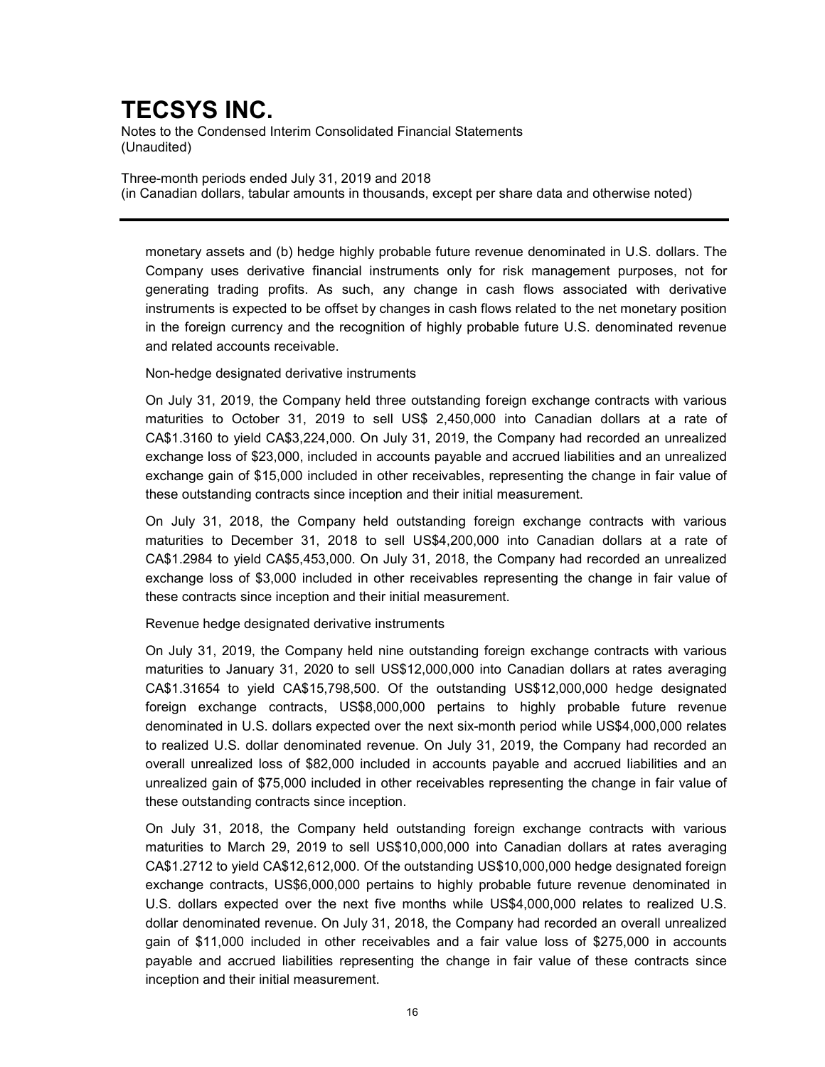monetary assets and (b) hedge highly probable future revenue denominated in U.S. dollars. The Company uses derivative financial instruments only for risk management purposes, not for generating trading profits. As such, any change in cash flows associated with derivative instruments is expected to be offset by changes in cash flows related to the net monetary position in the foreign currency and the recognition of highly probable future U.S. denominated revenue and related accounts receivable.

Non-hedge designated derivative instruments

On July 31, 2019, the Company held three outstanding foreign exchange contracts with various maturities to October 31, 2019 to sell US$ 2,450,000 into Canadian dollars at a rate of CA$1.3160 to yield CA$3,224,000. On July 31, 2019, the Company had recorded an unrealized exchange loss of $23,000, included in accounts payable and accrued liabilities and an unrealized exchange gain of $15,000 included in other receivables, representing the change in fair value of these outstanding contracts since inception and their initial measurement.

On July 31, 2018, the Company held outstanding foreign exchange contracts with various maturities to December 31, 2018 to sell US$4,200,000 into Canadian dollars at a rate of CA$1.2984 to yield CA$5,453,000. On July 31, 2018, the Company had recorded an unrealized exchange loss of $3,000 included in other receivables representing the change in fair value of these contracts since inception and their initial measurement.

Revenue hedge designated derivative instruments

On July 31, 2019, the Company held nine outstanding foreign exchange contracts with various maturities to January 31, 2020 to sell US$12,000,000 into Canadian dollars at rates averaging CA$1.31654 to yield CA$15,798,500. Of the outstanding US$12,000,000 hedge designated foreign exchange contracts, US$8,000,000 pertains to highly probable future revenue denominated in U.S. dollars expected over the next six-month period while US$4,000,000 relates to realized U.S. dollar denominated revenue. On July 31, 2019, the Company had recorded an overall unrealized loss of $82,000 included in accounts payable and accrued liabilities and an unrealized gain of $75,000 included in other receivables representing the change in fair value of these outstanding contracts since inception.

On July 31, 2018, the Company held outstanding foreign exchange contracts with various maturities to March 29, 2019 to sell US$10,000,000 into Canadian dollars at rates averaging CA$1.2712 to yield CA$12,612,000. Of the outstanding US$10,000,000 hedge designated foreign exchange contracts, US$6,000,000 pertains to highly probable future revenue denominated in U.S. dollars expected over the next five months while US$4,000,000 relates to realized U.S. dollar denominated revenue. On July 31, 2018, the Company had recorded an overall unrealized gain of $11,000 included in other receivables and a fair value loss of $275,000 in accounts payable and accrued liabilities representing the change in fair value of these contracts since inception and their initial measurement.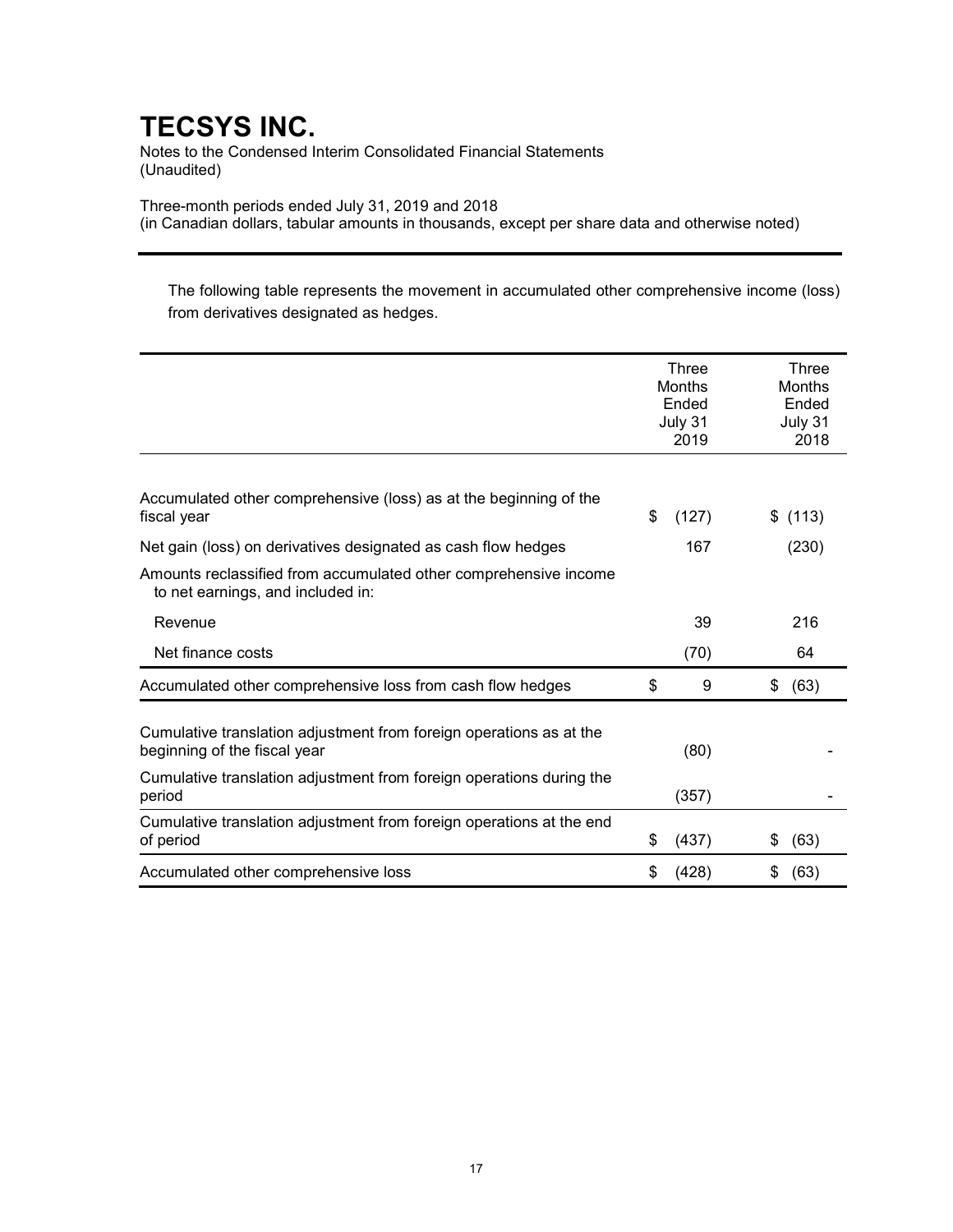# TECSYS INC.

Notes to the Condensed Interim Consolidated Financial Statements
(Unaudited)

Three-month periods ended July 31, 2019 and 2018
(in Canadian dollars, tabular amounts in thousands, except per share data and otherwise noted)

The following table represents the movement in accumulated other comprehensive income (loss) from derivatives designated as hedges.

| | Three Months Ended July 31 2019 | Three Months Ended July 31 2018 |
|---|---|---|
| Accumulated other comprehensive (loss) as at the beginning of the fiscal year | $ (127) | $ (113) |
| Net gain (loss) on derivatives designated as cash flow hedges | 167 | (230) |
| Amounts reclassified from accumulated other comprehensive income to net earnings, and included in: | | |
| Revenue | 39 | 216 |
| Net finance costs | (70) | 64 |
| Accumulated other comprehensive loss from cash flow hedges | $ 9 | $ (63) |
| Cumulative translation adjustment from foreign operations as at the beginning of the fiscal year | (80) | - |
| Cumulative translation adjustment from foreign operations during the period | (357) | - |
| Cumulative translation adjustment from foreign operations at the end of period | $ (437) | $ (63) |
| Accumulated other comprehensive loss | $ (428) | $ (63) |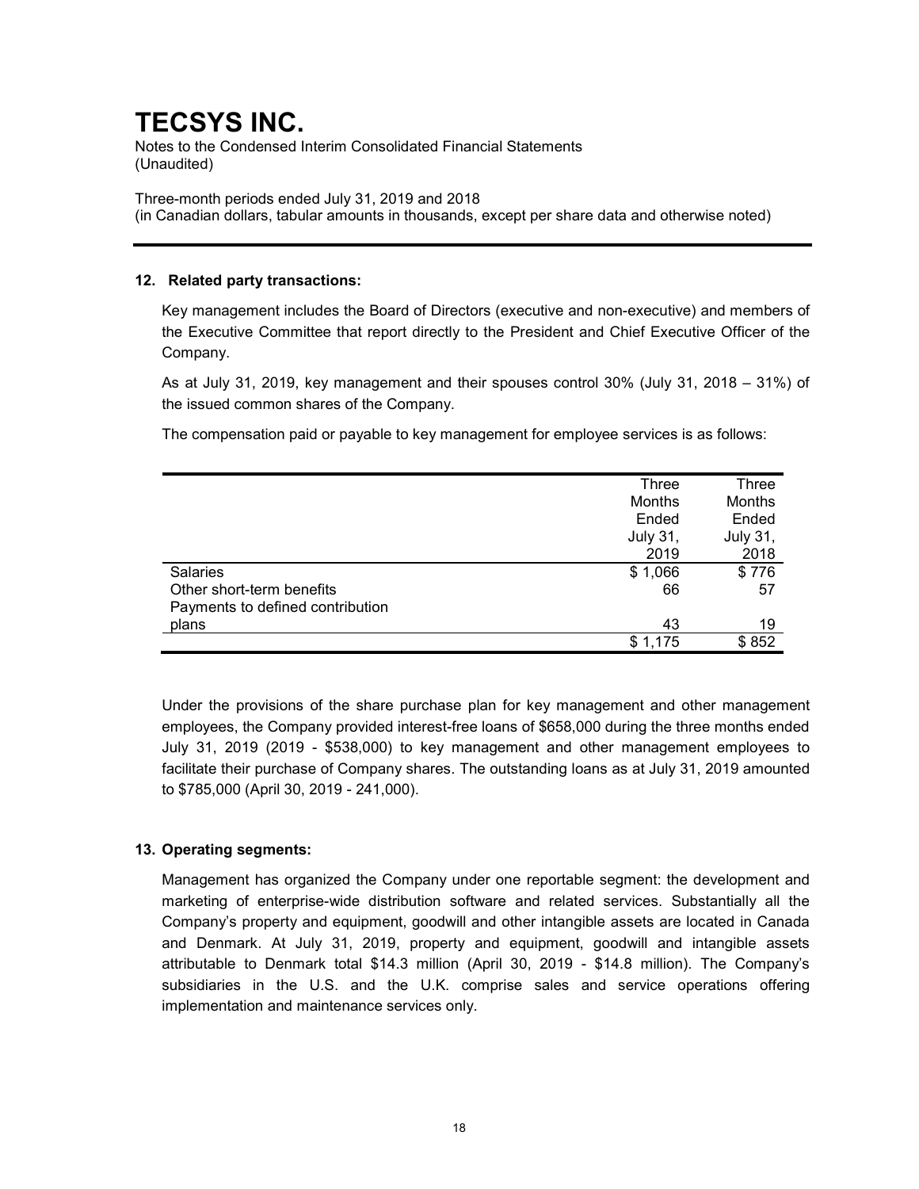# TECSYS INC.

Notes to the Condensed Interim Consolidated Financial Statements
(Unaudited)

Three-month periods ended July 31, 2019 and 2018
(in Canadian dollars, tabular amounts in thousands, except per share data and otherwise noted)

---

## 12. Related party transactions:

Key management includes the Board of Directors (executive and non-executive) and members of the Executive Committee that report directly to the President and Chief Executive Officer of the Company.

As at July 31, 2019, key management and their spouses control 30% (July 31, 2018 – 31%) of the issued common shares of the Company.

The compensation paid or payable to key management for employee services is as follows:

| | Three Months Ended July 31, 2019 | Three Months Ended July 31, 2018 |
|---|---|---|
| Salaries | $ 1,066 | $ 776 |
| Other short-term benefits | 66 | 57 |
| Payments to defined contribution plans | 43 | 19 |
| | $ 1,175 | $ 852 |

Under the provisions of the share purchase plan for key management and other management employees, the Company provided interest-free loans of $658,000 during the three months ended July 31, 2019 (2019 - $538,000) to key management and other management employees to facilitate their purchase of Company shares. The outstanding loans as at July 31, 2019 amounted to $785,000 (April 30, 2019 - 241,000).

## 13. Operating segments:

Management has organized the Company under one reportable segment: the development and marketing of enterprise-wide distribution software and related services. Substantially all the Company's property and equipment, goodwill and other intangible assets are located in Canada and Denmark. At July 31, 2019, property and equipment, goodwill and intangible assets attributable to Denmark total $14.3 million (April 30, 2019 - $14.8 million). The Company's subsidiaries in the U.S. and the U.K. comprise sales and service operations offering implementation and maintenance services only.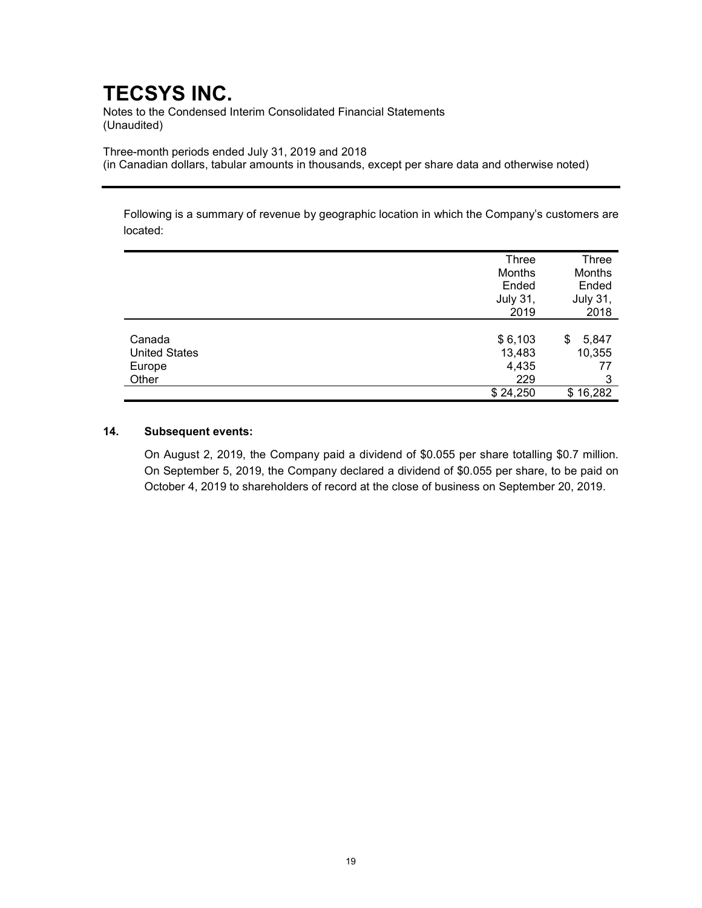Following is a summary of revenue by geographic location in which the Company's customers are located:

| | Three Months Ended July 31, 2019 | Three Months Ended July 31, 2018 |
|---|---|---|
| Canada | $ 6,103 | $ 5,847 |
| United States | 13,483 | 10,355 |
| Europe | 4,435 | 77 |
| Other | 229 | 3 |
| | $ 24,250 | $ 16,282 |

### 14. Subsequent events:

On August 2, 2019, the Company paid a dividend of $0.055 per share totalling $0.7 million. On September 5, 2019, the Company declared a dividend of $0.055 per share, to be paid on October 4, 2019 to shareholders of record at the close of business on September 20, 2019.